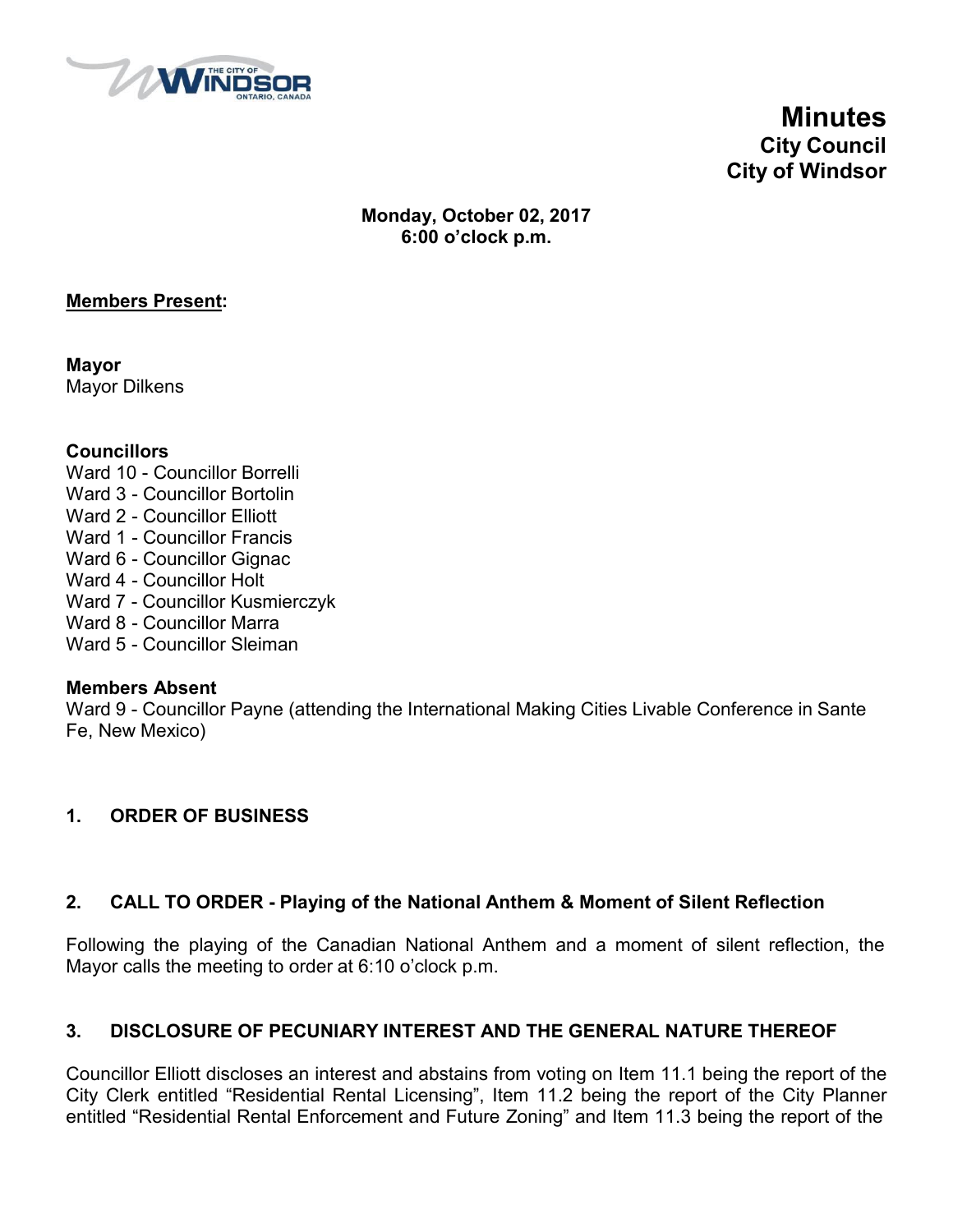# Minutes
## City Council
## City of Windsor

**Monday, October 02, 2017**
**6:00 o'clock p.m.**

**Members Present:**

**Mayor**
Mayor Dilkens

**Councillors**
Ward 10 - Councillor Borrelli
Ward 3 - Councillor Bortolin
Ward 2 - Councillor Elliott
Ward 1 - Councillor Francis
Ward 6 - Councillor Gignac
Ward 4 - Councillor Holt
Ward 7 - Councillor Kusmierczyk
Ward 8 - Councillor Marra
Ward 5 - Councillor Sleiman

**Members Absent**
Ward 9 - Councillor Payne (attending the International Making Cities Livable Conference in Sante Fe, New Mexico)

### 1. ORDER OF BUSINESS

### 2. CALL TO ORDER - Playing of the National Anthem & Moment of Silent Reflection

Following the playing of the Canadian National Anthem and a moment of silent reflection, the Mayor calls the meeting to order at 6:10 o'clock p.m.

### 3. DISCLOSURE OF PECUNIARY INTEREST AND THE GENERAL NATURE THEREOF

Councillor Elliott discloses an interest and abstains from voting on Item 11.1 being the report of the City Clerk entitled "Residential Rental Licensing", Item 11.2 being the report of the City Planner entitled "Residential Rental Enforcement and Future Zoning" and Item 11.3 being the report of the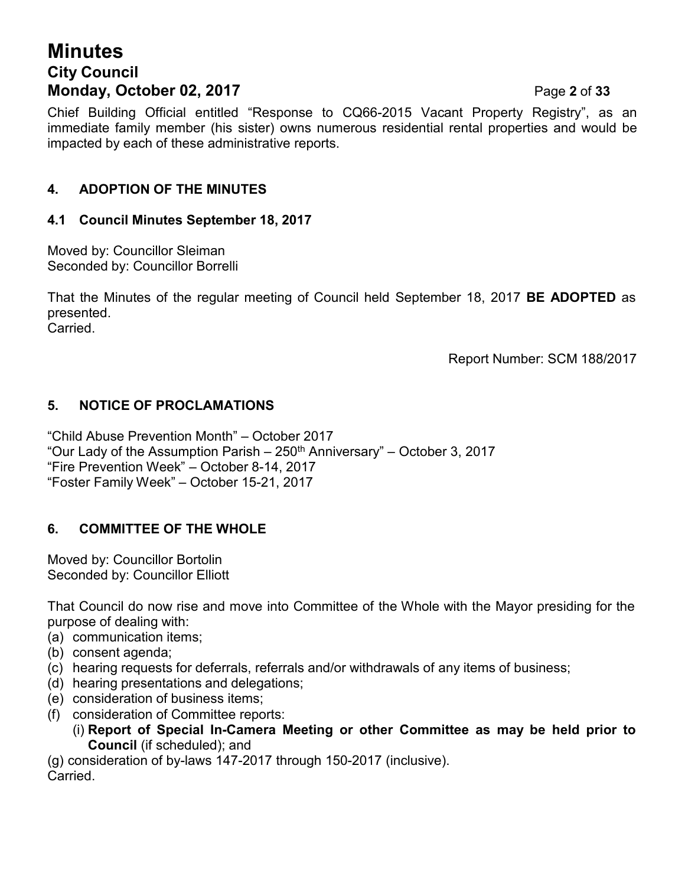Chief Building Official entitled "Response to CQ66-2015 Vacant Property Registry", as an immediate family member (his sister) owns numerous residential rental properties and would be impacted by each of these administrative reports.

## 4. ADOPTION OF THE MINUTES

### 4.1 Council Minutes September 18, 2017

Moved by: Councillor Sleiman
Seconded by: Councillor Borrelli

That the Minutes of the regular meeting of Council held September 18, 2017 **BE ADOPTED** as presented.
Carried.

Report Number: SCM 188/2017

## 5. NOTICE OF PROCLAMATIONS

"Child Abuse Prevention Month" – October 2017
"Our Lady of the Assumption Parish – 250th Anniversary" – October 3, 2017
"Fire Prevention Week" – October 8-14, 2017
"Foster Family Week" – October 15-21, 2017

## 6. COMMITTEE OF THE WHOLE

Moved by: Councillor Bortolin
Seconded by: Councillor Elliott

That Council do now rise and move into Committee of the Whole with the Mayor presiding for the purpose of dealing with:

(a) communication items;
(b) consent agenda;
(c) hearing requests for deferrals, referrals and/or withdrawals of any items of business;
(d) hearing presentations and delegations;
(e) consideration of business items;
(f) consideration of Committee reports:
   (i) **Report of Special In-Camera Meeting or other Committee as may be held prior to Council** (if scheduled); and
(g) consideration of by-laws 147-2017 through 150-2017 (inclusive).

Carried.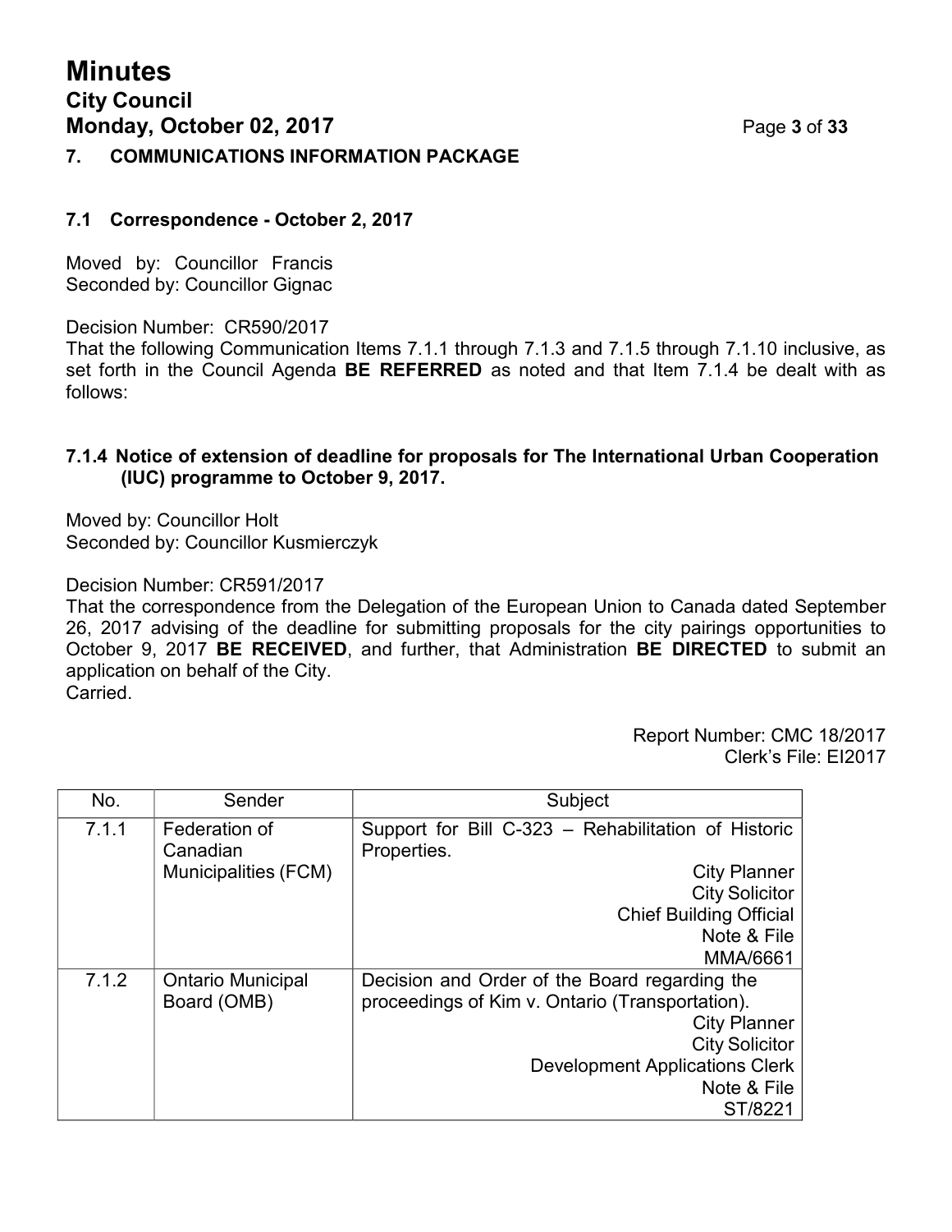# Minutes

## City Council

## Monday, October 02, 2017

## 7. COMMUNICATIONS INFORMATION PACKAGE

### 7.1 Correspondence - October 2, 2017

Moved by: Councillor Francis
Seconded by: Councillor Gignac

Decision Number: CR590/2017
That the following Communication Items 7.1.1 through 7.1.3 and 7.1.5 through 7.1.10 inclusive, as set forth in the Council Agenda **BE REFERRED** as noted and that Item 7.1.4 be dealt with as follows:

### 7.1.4 Notice of extension of deadline for proposals for The International Urban Cooperation (IUC) programme to October 9, 2017.

Moved by: Councillor Holt
Seconded by: Councillor Kusmierczyk

Decision Number: CR591/2017
That the correspondence from the Delegation of the European Union to Canada dated September 26, 2017 advising of the deadline for submitting proposals for the city pairings opportunities to October 9, 2017 **BE RECEIVED**, and further, that Administration **BE DIRECTED** to submit an application on behalf of the City.
Carried.

Report Number: CMC 18/2017
Clerk's File: EI2017

| No. | Sender | Subject |
|---|---|---|
| 7.1.1 | Federation of Canadian Municipalities (FCM) | Support for Bill C-323 – Rehabilitation of Historic Properties.<br>City Planner<br>City Solicitor<br>Chief Building Official<br>Note & File<br>MMA/6661 |
| 7.1.2 | Ontario Municipal Board (OMB) | Decision and Order of the Board regarding the proceedings of Kim v. Ontario (Transportation).<br>City Planner<br>City Solicitor<br>Development Applications Clerk<br>Note & File<br>ST/8221 |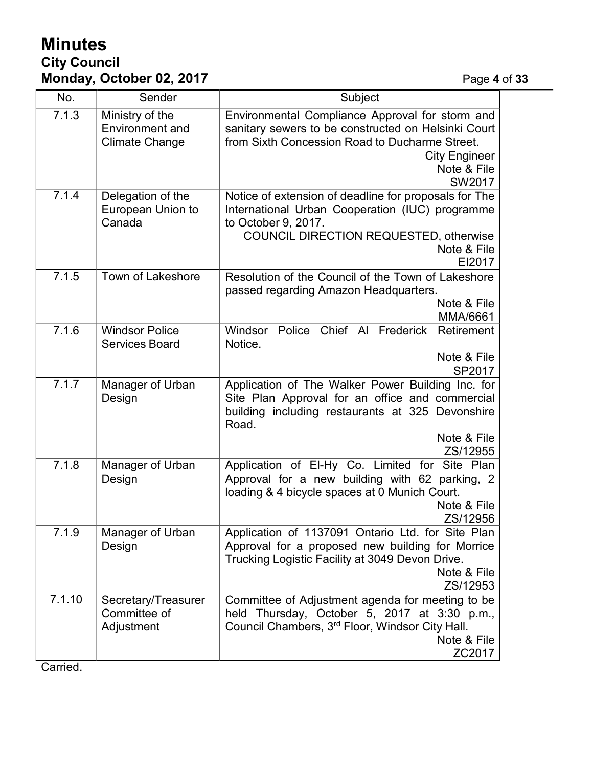| No. | Sender | Subject |
|---|---|---|
| 7.1.3 | Ministry of the Environment and Climate Change | Environmental Compliance Approval for storm and sanitary sewers to be constructed on Helsinki Court from Sixth Concession Road to Ducharme Street. City Engineer Note & File SW2017 |
| 7.1.4 | Delegation of the European Union to Canada | Notice of extension of deadline for proposals for The International Urban Cooperation (IUC) programme to October 9, 2017. COUNCIL DIRECTION REQUESTED, otherwise Note & File EI2017 |
| 7.1.5 | Town of Lakeshore | Resolution of the Council of the Town of Lakeshore passed regarding Amazon Headquarters. Note & File MMA/6661 |
| 7.1.6 | Windsor Police Services Board | Windsor Police Chief Al Frederick Retirement Notice. Note & File SP2017 |
| 7.1.7 | Manager of Urban Design | Application of The Walker Power Building Inc. for Site Plan Approval for an office and commercial building including restaurants at 325 Devonshire Road. Note & File ZS/12955 |
| 7.1.8 | Manager of Urban Design | Application of El-Hy Co. Limited for Site Plan Approval for a new building with 62 parking, 2 loading & 4 bicycle spaces at 0 Munich Court. Note & File ZS/12956 |
| 7.1.9 | Manager of Urban Design | Application of 1137091 Ontario Ltd. for Site Plan Approval for a proposed new building for Morrice Trucking Logistic Facility at 3049 Devon Drive. Note & File ZS/12953 |
| 7.1.10 | Secretary/Treasurer Committee of Adjustment | Committee of Adjustment agenda for meeting to be held Thursday, October 5, 2017 at 3:30 p.m., Council Chambers, 3rd Floor, Windsor City Hall. Note & File ZC2017 |

Carried.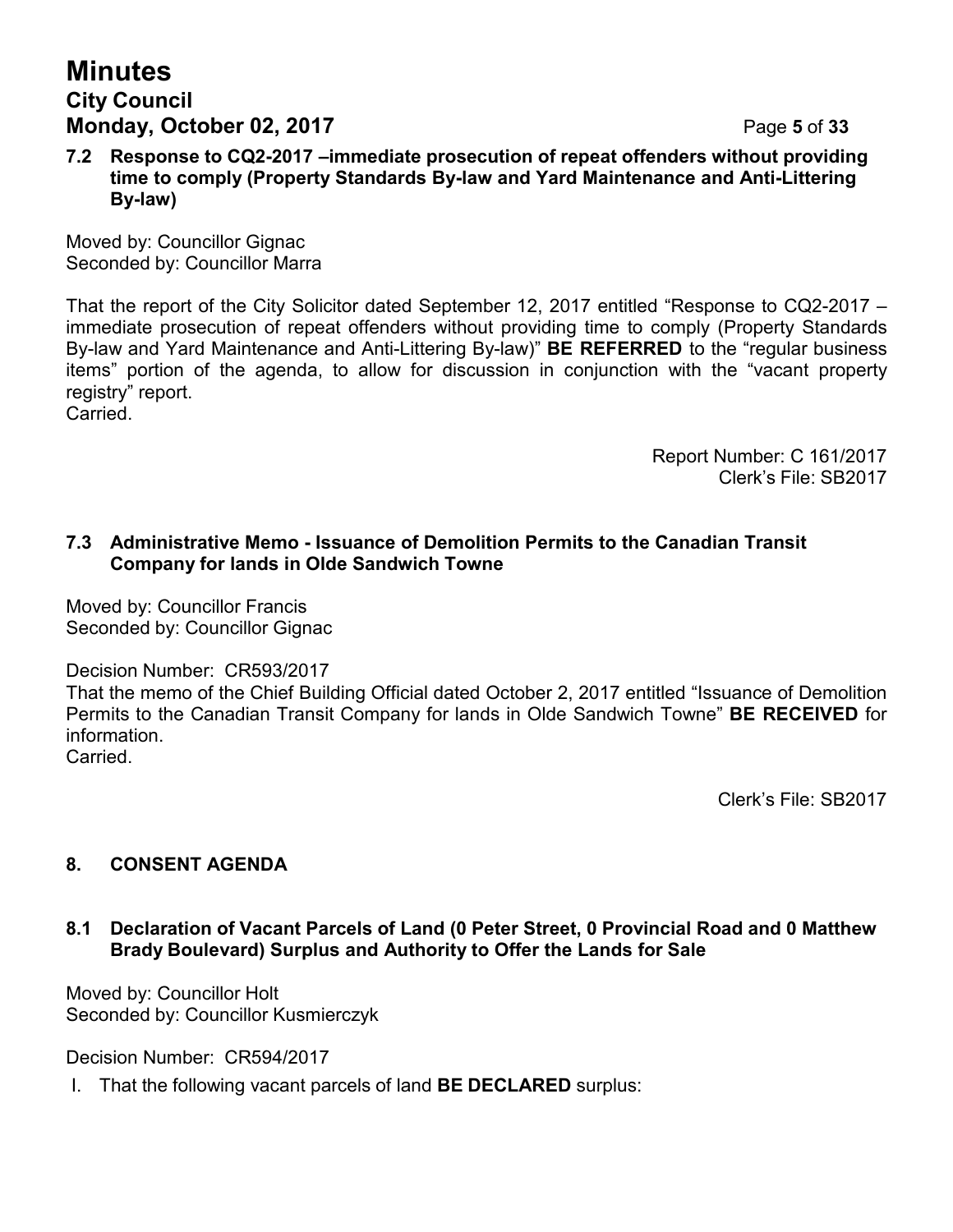### 7.2 Response to CQ2-2017 –immediate prosecution of repeat offenders without providing time to comply (Property Standards By-law and Yard Maintenance and Anti-Littering By-law)

Moved by: Councillor Gignac
Seconded by: Councillor Marra

That the report of the City Solicitor dated September 12, 2017 entitled "Response to CQ2-2017 – immediate prosecution of repeat offenders without providing time to comply (Property Standards By-law and Yard Maintenance and Anti-Littering By-law)" **BE REFERRED** to the "regular business items" portion of the agenda, to allow for discussion in conjunction with the "vacant property registry" report.
Carried.

Report Number: C 161/2017
Clerk's File: SB2017

### 7.3 Administrative Memo - Issuance of Demolition Permits to the Canadian Transit Company for lands in Olde Sandwich Towne

Moved by: Councillor Francis
Seconded by: Councillor Gignac

Decision Number: CR593/2017
That the memo of the Chief Building Official dated October 2, 2017 entitled "Issuance of Demolition Permits to the Canadian Transit Company for lands in Olde Sandwich Towne" **BE RECEIVED** for information.
Carried.

Clerk's File: SB2017

## 8. CONSENT AGENDA

### 8.1 Declaration of Vacant Parcels of Land (0 Peter Street, 0 Provincial Road and 0 Matthew Brady Boulevard) Surplus and Authority to Offer the Lands for Sale

Moved by: Councillor Holt
Seconded by: Councillor Kusmierczyk

Decision Number: CR594/2017

I. That the following vacant parcels of land **BE DECLARED** surplus: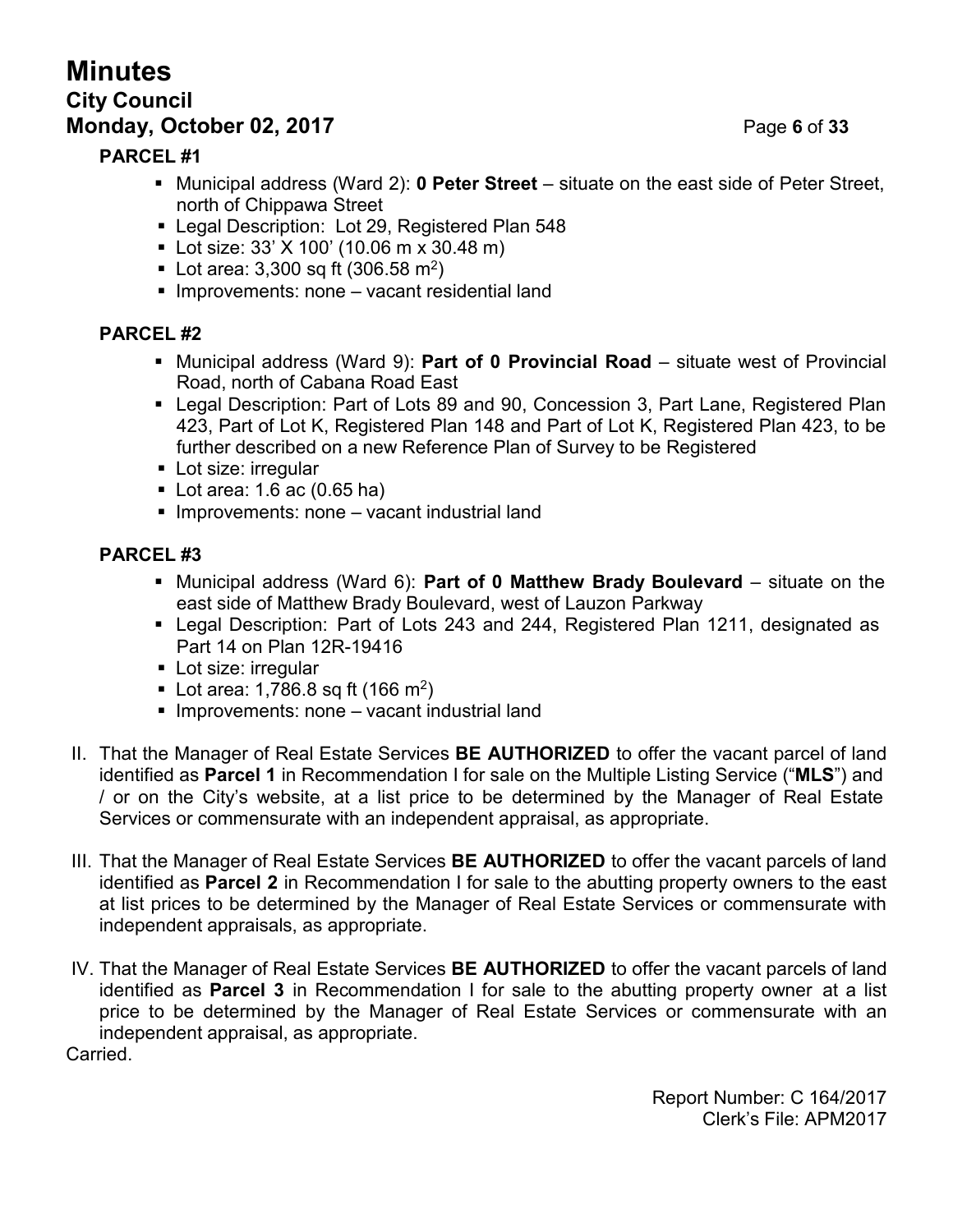**PARCEL #1**

- Municipal address (Ward 2): **0 Peter Street** – situate on the east side of Peter Street, north of Chippawa Street
- Legal Description: Lot 29, Registered Plan 548
- Lot size: 33' X 100' (10.06 m x 30.48 m)
- Lot area: 3,300 sq ft (306.58 $m^2$)
- Improvements: none – vacant residential land

**PARCEL #2**

- Municipal address (Ward 9): **Part of 0 Provincial Road** – situate west of Provincial Road, north of Cabana Road East
- Legal Description: Part of Lots 89 and 90, Concession 3, Part Lane, Registered Plan 423, Part of Lot K, Registered Plan 148 and Part of Lot K, Registered Plan 423, to be further described on a new Reference Plan of Survey to be Registered
- Lot size: irregular
- Lot area: 1.6 ac (0.65 ha)
- Improvements: none – vacant industrial land

**PARCEL #3**

- Municipal address (Ward 6): **Part of 0 Matthew Brady Boulevard** – situate on the east side of Matthew Brady Boulevard, west of Lauzon Parkway
- Legal Description: Part of Lots 243 and 244, Registered Plan 1211, designated as Part 14 on Plan 12R-19416
- Lot size: irregular
- Lot area: 1,786.8 sq ft (166 $m^2$)
- Improvements: none – vacant industrial land

II. That the Manager of Real Estate Services **BE AUTHORIZED** to offer the vacant parcel of land identified as **Parcel 1** in Recommendation I for sale on the Multiple Listing Service ("**MLS**") and / or on the City's website, at a list price to be determined by the Manager of Real Estate Services or commensurate with an independent appraisal, as appropriate.

III. That the Manager of Real Estate Services **BE AUTHORIZED** to offer the vacant parcels of land identified as **Parcel 2** in Recommendation I for sale to the abutting property owners to the east at list prices to be determined by the Manager of Real Estate Services or commensurate with independent appraisals, as appropriate.

IV. That the Manager of Real Estate Services **BE AUTHORIZED** to offer the vacant parcels of land identified as **Parcel 3** in Recommendation I for sale to the abutting property owner at a list price to be determined by the Manager of Real Estate Services or commensurate with an independent appraisal, as appropriate.

Carried.

Report Number: C 164/2017
Clerk's File: APM2017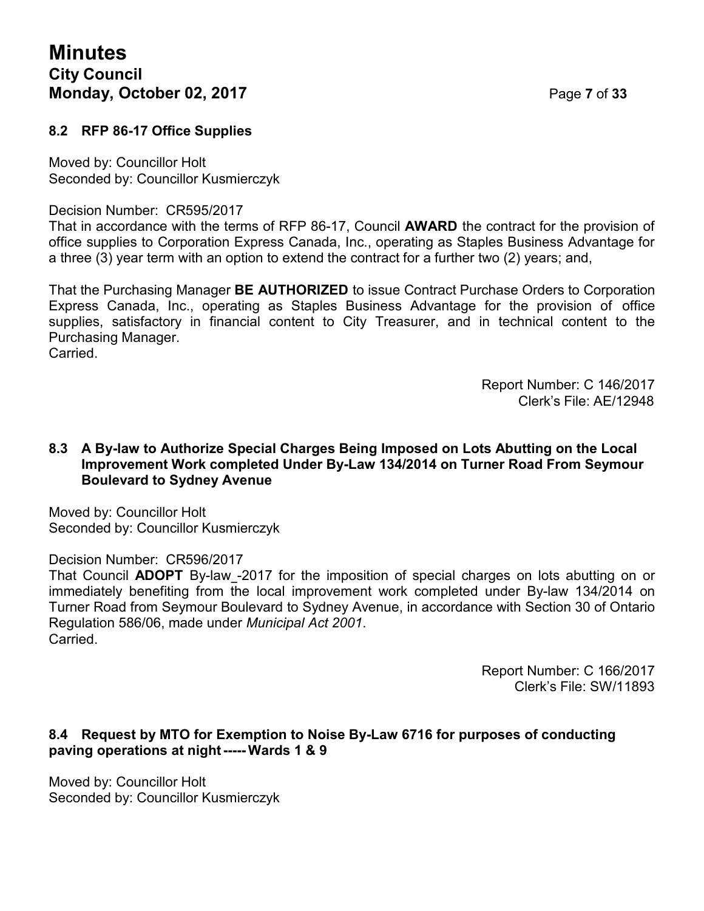### 8.2 RFP 86-17 Office Supplies

Moved by: Councillor Holt
Seconded by: Councillor Kusmierczyk

Decision Number: CR595/2017
That in accordance with the terms of RFP 86-17, Council **AWARD** the contract for the provision of office supplies to Corporation Express Canada, Inc., operating as Staples Business Advantage for a three (3) year term with an option to extend the contract for a further two (2) years; and,

That the Purchasing Manager **BE AUTHORIZED** to issue Contract Purchase Orders to Corporation Express Canada, Inc., operating as Staples Business Advantage for the provision of office supplies, satisfactory in financial content to City Treasurer, and in technical content to the Purchasing Manager.
Carried.

Report Number: C 146/2017
Clerk's File: AE/12948

### 8.3 A By-law to Authorize Special Charges Being Imposed on Lots Abutting on the Local Improvement Work completed Under By-Law 134/2014 on Turner Road From Seymour Boulevard to Sydney Avenue

Moved by: Councillor Holt
Seconded by: Councillor Kusmierczyk

Decision Number: CR596/2017
That Council **ADOPT** By-law_-2017 for the imposition of special charges on lots abutting on or immediately benefiting from the local improvement work completed under By-law 134/2014 on Turner Road from Seymour Boulevard to Sydney Avenue, in accordance with Section 30 of Ontario Regulation 586/06, made under *Municipal Act 2001*.
Carried.

Report Number: C 166/2017
Clerk's File: SW/11893

### 8.4 Request by MTO for Exemption to Noise By-Law 6716 for purposes of conducting paving operations at night ----- Wards 1 & 9

Moved by: Councillor Holt
Seconded by: Councillor Kusmierczyk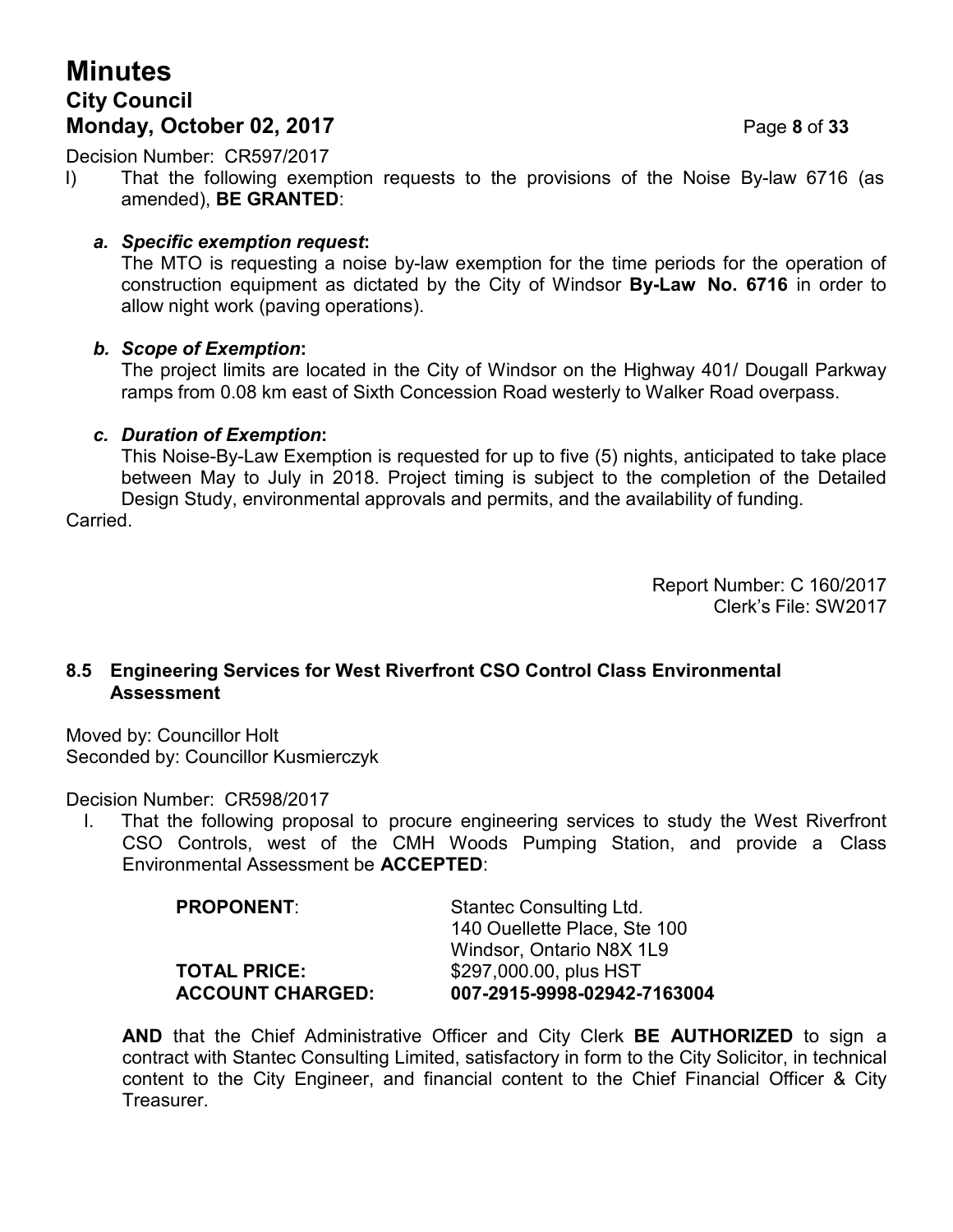Decision Number: CR597/2017

I) That the following exemption requests to the provisions of the Noise By-law 6716 (as amended), **BE GRANTED**:

   ***a. Specific exemption request*:**
   The MTO is requesting a noise by-law exemption for the time periods for the operation of construction equipment as dictated by the City of Windsor **By-Law No. 6716** in order to allow night work (paving operations).

   ***b. Scope of Exemption*:**
   The project limits are located in the City of Windsor on the Highway 401/ Dougall Parkway ramps from 0.08 km east of Sixth Concession Road westerly to Walker Road overpass.

   ***c. Duration of Exemption*:**
   This Noise-By-Law Exemption is requested for up to five (5) nights, anticipated to take place between May to July in 2018. Project timing is subject to the completion of the Detailed Design Study, environmental approvals and permits, and the availability of funding.

Carried.

Report Number: C 160/2017
Clerk's File: SW2017

### 8.5 Engineering Services for West Riverfront CSO Control Class Environmental Assessment

Moved by: Councillor Holt
Seconded by: Councillor Kusmierczyk

Decision Number: CR598/2017

I. That the following proposal to procure engineering services to study the West Riverfront CSO Controls, west of the CMH Woods Pumping Station, and provide a Class Environmental Assessment be **ACCEPTED**:

| | |
|---|---|
| **PROPONENT**: | Stantec Consulting Ltd.<br>140 Ouellette Place, Ste 100<br>Windsor, Ontario N8X 1L9 |
| **TOTAL PRICE:** | $297,000.00, plus HST |
| **ACCOUNT CHARGED:** | **007-2915-9998-02942-7163004** |

**AND** that the Chief Administrative Officer and City Clerk **BE AUTHORIZED** to sign a contract with Stantec Consulting Limited, satisfactory in form to the City Solicitor, in technical content to the City Engineer, and financial content to the Chief Financial Officer & City Treasurer.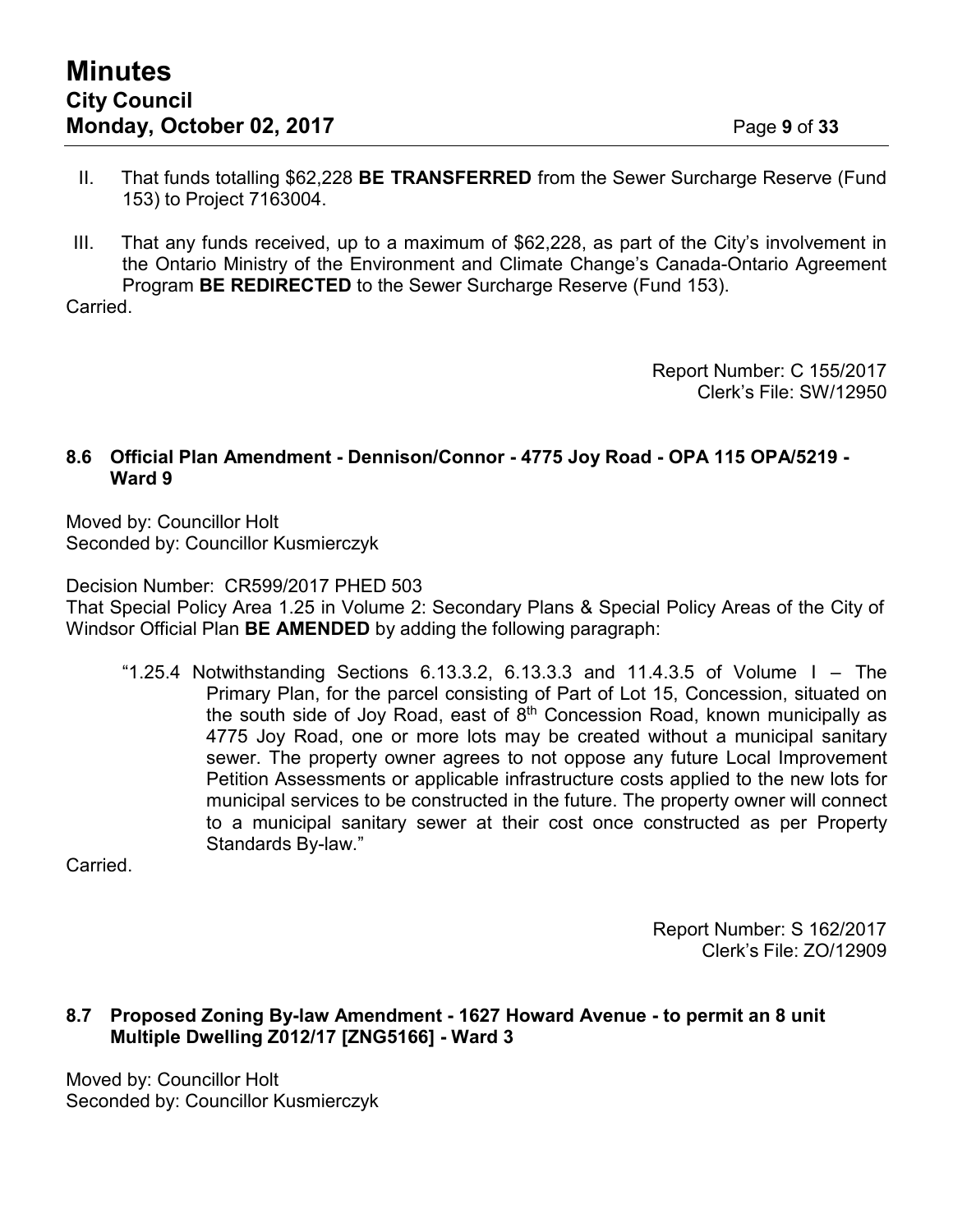II. That funds totalling $62,228 **BE TRANSFERRED** from the Sewer Surcharge Reserve (Fund 153) to Project 7163004.

III. That any funds received, up to a maximum of $62,228, as part of the City's involvement in the Ontario Ministry of the Environment and Climate Change's Canada-Ontario Agreement Program **BE REDIRECTED** to the Sewer Surcharge Reserve (Fund 153).

Carried.

Report Number: C 155/2017
Clerk's File: SW/12950

### 8.6 Official Plan Amendment - Dennison/Connor - 4775 Joy Road - OPA 115 OPA/5219 - Ward 9

Moved by: Councillor Holt
Seconded by: Councillor Kusmierczyk

Decision Number: CR599/2017 PHED 503
That Special Policy Area 1.25 in Volume 2: Secondary Plans & Special Policy Areas of the City of Windsor Official Plan **BE AMENDED** by adding the following paragraph:

> "1.25.4 Notwithstanding Sections 6.13.3.2, 6.13.3.3 and 11.4.3.5 of Volume I – The Primary Plan, for the parcel consisting of Part of Lot 15, Concession, situated on the south side of Joy Road, east of 8th Concession Road, known municipally as 4775 Joy Road, one or more lots may be created without a municipal sanitary sewer. The property owner agrees to not oppose any future Local Improvement Petition Assessments or applicable infrastructure costs applied to the new lots for municipal services to be constructed in the future. The property owner will connect to a municipal sanitary sewer at their cost once constructed as per Property Standards By-law."

Carried.

Report Number: S 162/2017
Clerk's File: ZO/12909

### 8.7 Proposed Zoning By-law Amendment - 1627 Howard Avenue - to permit an 8 unit Multiple Dwelling Z012/17 [ZNG5166] - Ward 3

Moved by: Councillor Holt
Seconded by: Councillor Kusmierczyk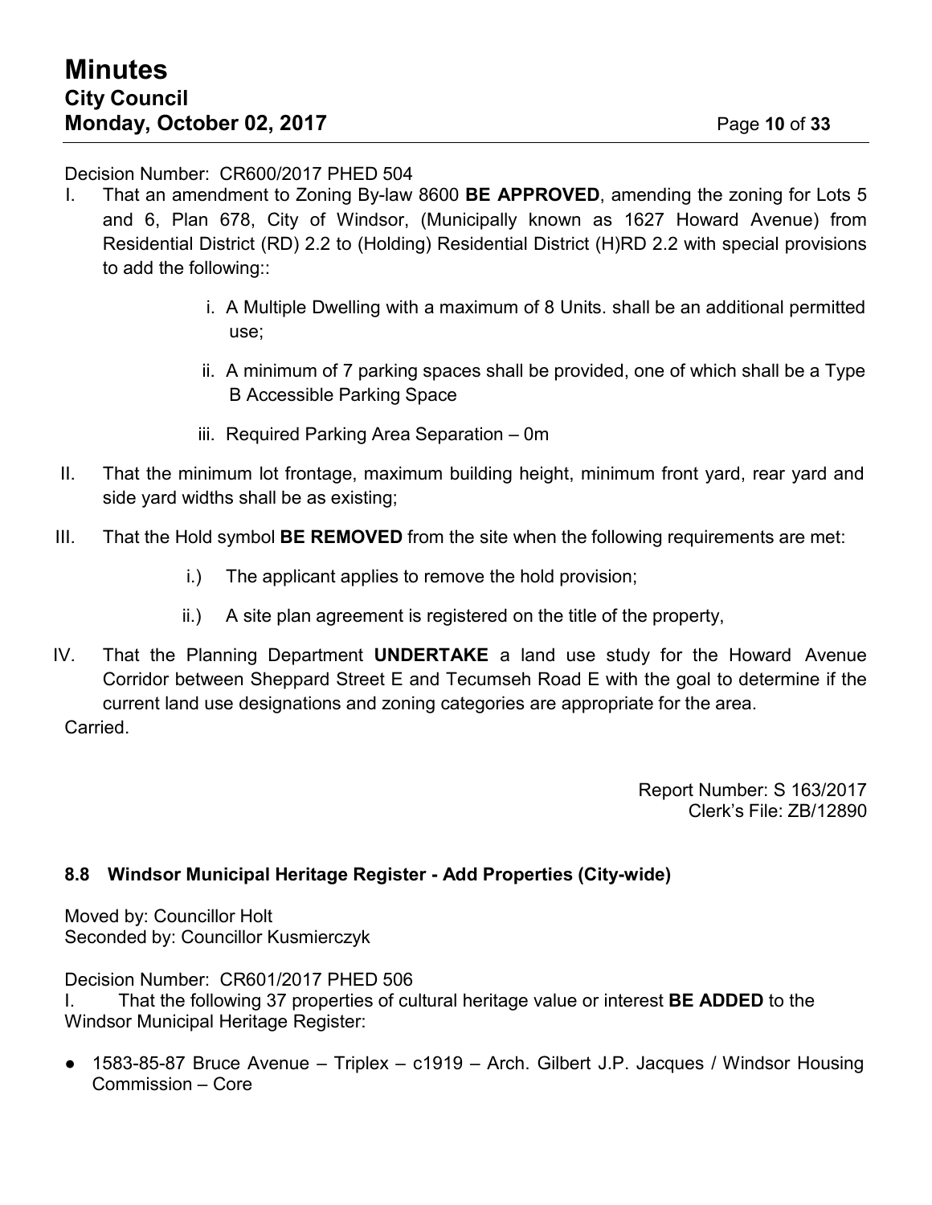Decision Number: CR600/2017 PHED 504

I. That an amendment to Zoning By-law 8600 **BE APPROVED**, amending the zoning for Lots 5 and 6, Plan 678, City of Windsor, (Municipally known as 1627 Howard Avenue) from Residential District (RD) 2.2 to (Holding) Residential District (H)RD 2.2 with special provisions to add the following::

   i. A Multiple Dwelling with a maximum of 8 Units. shall be an additional permitted use;

   ii. A minimum of 7 parking spaces shall be provided, one of which shall be a Type B Accessible Parking Space

   iii. Required Parking Area Separation – 0m

II. That the minimum lot frontage, maximum building height, minimum front yard, rear yard and side yard widths shall be as existing;

III. That the Hold symbol **BE REMOVED** from the site when the following requirements are met:

   i.) The applicant applies to remove the hold provision;

   ii.) A site plan agreement is registered on the title of the property,

IV. That the Planning Department **UNDERTAKE** a land use study for the Howard Avenue Corridor between Sheppard Street E and Tecumseh Road E with the goal to determine if the current land use designations and zoning categories are appropriate for the area.

Carried.

Report Number: S 163/2017
Clerk's File: ZB/12890

### 8.8 Windsor Municipal Heritage Register - Add Properties (City-wide)

Moved by: Councillor Holt
Seconded by: Councillor Kusmierczyk

Decision Number: CR601/2017 PHED 506

I. That the following 37 properties of cultural heritage value or interest **BE ADDED** to the Windsor Municipal Heritage Register:

- 1583-85-87 Bruce Avenue – Triplex – c1919 – Arch. Gilbert J.P. Jacques / Windsor Housing Commission – Core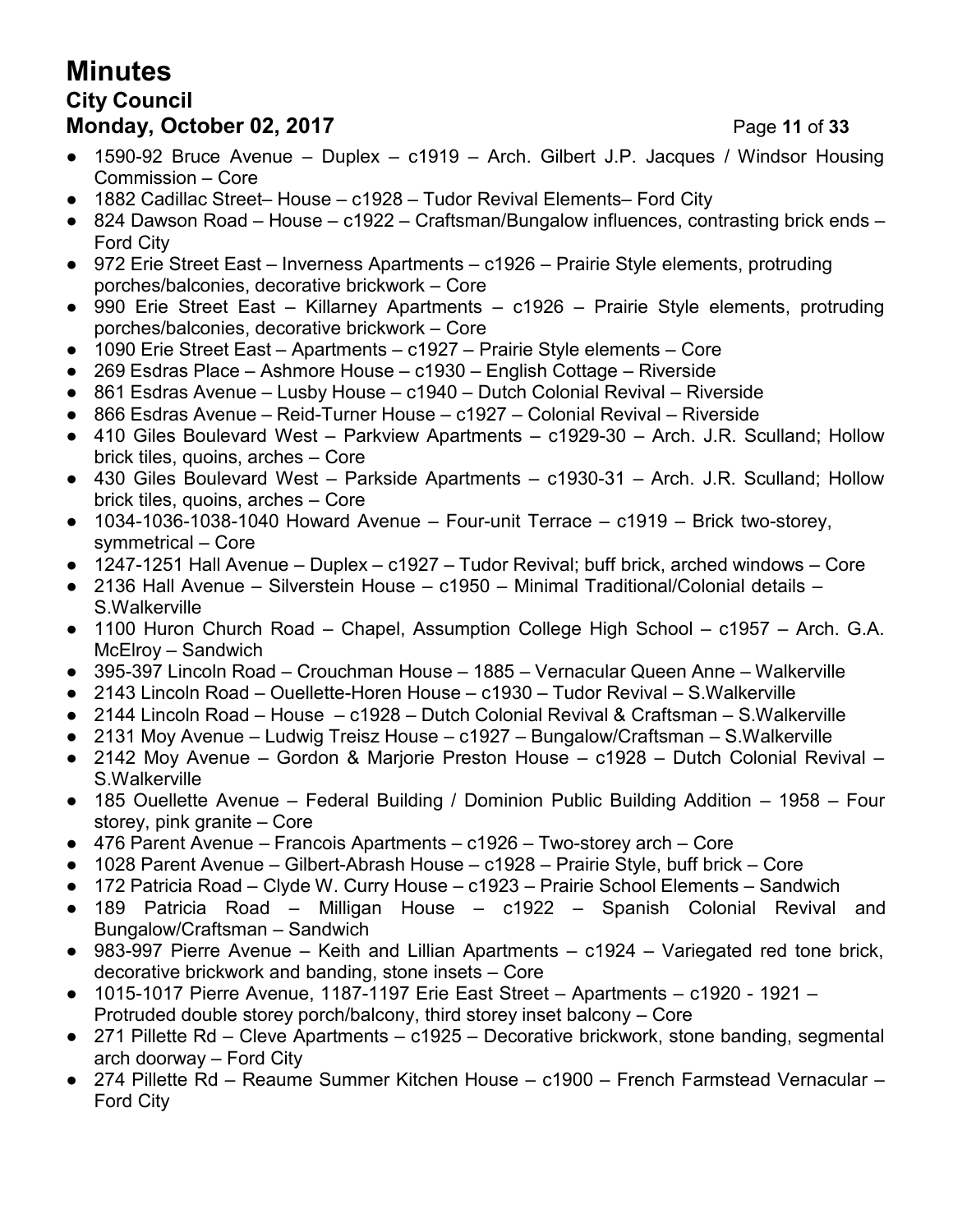- 1590-92 Bruce Avenue – Duplex – c1919 – Arch. Gilbert J.P. Jacques / Windsor Housing Commission – Core
- 1882 Cadillac Street– House – c1928 – Tudor Revival Elements– Ford City
- 824 Dawson Road – House – c1922 – Craftsman/Bungalow influences, contrasting brick ends – Ford City
- 972 Erie Street East – Inverness Apartments – c1926 – Prairie Style elements, protruding porches/balconies, decorative brickwork – Core
- 990 Erie Street East – Killarney Apartments – c1926 – Prairie Style elements, protruding porches/balconies, decorative brickwork – Core
- 1090 Erie Street East – Apartments – c1927 – Prairie Style elements – Core
- 269 Esdras Place – Ashmore House – c1930 – English Cottage – Riverside
- 861 Esdras Avenue – Lusby House – c1940 – Dutch Colonial Revival – Riverside
- 866 Esdras Avenue – Reid-Turner House – c1927 – Colonial Revival – Riverside
- 410 Giles Boulevard West – Parkview Apartments – c1929-30 – Arch. J.R. Sculland; Hollow brick tiles, quoins, arches – Core
- 430 Giles Boulevard West – Parkside Apartments – c1930-31 – Arch. J.R. Sculland; Hollow brick tiles, quoins, arches – Core
- 1034-1036-1038-1040 Howard Avenue – Four-unit Terrace – c1919 – Brick two-storey, symmetrical – Core
- 1247-1251 Hall Avenue – Duplex – c1927 – Tudor Revival; buff brick, arched windows – Core
- 2136 Hall Avenue – Silverstein House – c1950 – Minimal Traditional/Colonial details – S.Walkerville
- 1100 Huron Church Road – Chapel, Assumption College High School – c1957 – Arch. G.A. McElroy – Sandwich
- 395-397 Lincoln Road – Crouchman House – 1885 – Vernacular Queen Anne – Walkerville
- 2143 Lincoln Road – Ouellette-Horen House – c1930 – Tudor Revival – S.Walkerville
- 2144 Lincoln Road – House – c1928 – Dutch Colonial Revival & Craftsman – S.Walkerville
- 2131 Moy Avenue – Ludwig Treisz House – c1927 – Bungalow/Craftsman – S.Walkerville
- 2142 Moy Avenue – Gordon & Marjorie Preston House – c1928 – Dutch Colonial Revival – S.Walkerville
- 185 Ouellette Avenue – Federal Building / Dominion Public Building Addition – 1958 – Four storey, pink granite – Core
- 476 Parent Avenue – Francois Apartments – c1926 – Two-storey arch – Core
- 1028 Parent Avenue – Gilbert-Abrash House – c1928 – Prairie Style, buff brick – Core
- 172 Patricia Road – Clyde W. Curry House – c1923 – Prairie School Elements – Sandwich
- 189 Patricia Road – Milligan House – c1922 – Spanish Colonial Revival and Bungalow/Craftsman – Sandwich
- 983-997 Pierre Avenue – Keith and Lillian Apartments – c1924 – Variegated red tone brick, decorative brickwork and banding, stone insets – Core
- 1015-1017 Pierre Avenue, 1187-1197 Erie East Street – Apartments – c1920 - 1921 – Protruded double storey porch/balcony, third storey inset balcony – Core
- 271 Pillette Rd – Cleve Apartments – c1925 – Decorative brickwork, stone banding, segmental arch doorway – Ford City
- 274 Pillette Rd – Reaume Summer Kitchen House – c1900 – French Farmstead Vernacular – Ford City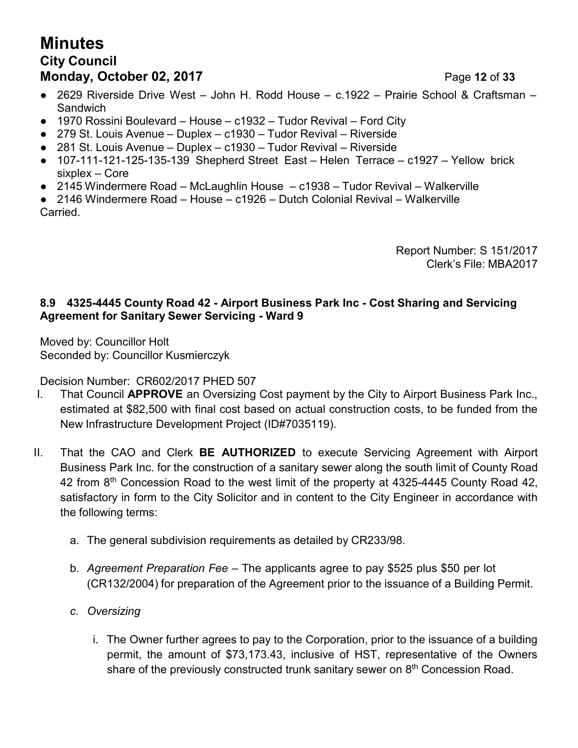- 2629 Riverside Drive West – John H. Rodd House – c.1922 – Prairie School & Craftsman – Sandwich
- 1970 Rossini Boulevard – House – c1932 – Tudor Revival – Ford City
- 279 St. Louis Avenue – Duplex – c1930 – Tudor Revival – Riverside
- 281 St. Louis Avenue – Duplex – c1930 – Tudor Revival – Riverside
- 107-111-121-125-135-139 Shepherd Street East – Helen Terrace – c1927 – Yellow brick sixplex – Core
- 2145 Windermere Road – McLaughlin House – c1938 – Tudor Revival – Walkerville
- 2146 Windermere Road – House – c1926 – Dutch Colonial Revival – Walkerville

Carried.

Report Number: S 151/2017
Clerk's File: MBA2017

### 8.9 4325-4445 County Road 42 - Airport Business Park Inc - Cost Sharing and Servicing Agreement for Sanitary Sewer Servicing - Ward 9

Moved by: Councillor Holt
Seconded by: Councillor Kusmierczyk

Decision Number: CR602/2017 PHED 507

I. That Council **APPROVE** an Oversizing Cost payment by the City to Airport Business Park Inc., estimated at $82,500 with final cost based on actual construction costs, to be funded from the New Infrastructure Development Project (ID#7035119).

II. That the CAO and Clerk **BE AUTHORIZED** to execute Servicing Agreement with Airport Business Park Inc. for the construction of a sanitary sewer along the south limit of County Road 42 from 8th Concession Road to the west limit of the property at 4325-4445 County Road 42, satisfactory in form to the City Solicitor and in content to the City Engineer in accordance with the following terms:

   a. The general subdivision requirements as detailed by CR233/98.

   b. *Agreement Preparation Fee* – The applicants agree to pay $525 plus $50 per lot (CR132/2004) for preparation of the Agreement prior to the issuance of a Building Permit.

   c. *Oversizing*

      i. The Owner further agrees to pay to the Corporation, prior to the issuance of a building permit, the amount of $73,173.43, inclusive of HST, representative of the Owners share of the previously constructed trunk sanitary sewer on 8th Concession Road.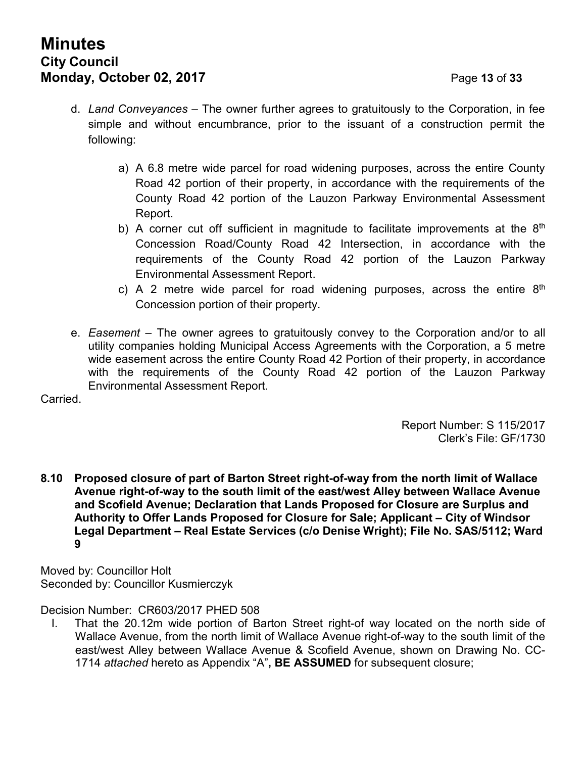d. *Land Conveyances* – The owner further agrees to gratuitously to the Corporation, in fee simple and without encumbrance, prior to the issuant of a construction permit the following:

   a) A 6.8 metre wide parcel for road widening purposes, across the entire County Road 42 portion of their property, in accordance with the requirements of the County Road 42 portion of the Lauzon Parkway Environmental Assessment Report.
   b) A corner cut off sufficient in magnitude to facilitate improvements at the 8th Concession Road/County Road 42 Intersection, in accordance with the requirements of the County Road 42 portion of the Lauzon Parkway Environmental Assessment Report.
   c) A 2 metre wide parcel for road widening purposes, across the entire 8th Concession portion of their property.

e. *Easement* – The owner agrees to gratuitously convey to the Corporation and/or to all utility companies holding Municipal Access Agreements with the Corporation, a 5 metre wide easement across the entire County Road 42 Portion of their property, in accordance with the requirements of the County Road 42 portion of the Lauzon Parkway Environmental Assessment Report.

Carried.

Report Number: S 115/2017
Clerk's File: GF/1730

**8.10 Proposed closure of part of Barton Street right-of-way from the north limit of Wallace Avenue right-of-way to the south limit of the east/west Alley between Wallace Avenue and Scofield Avenue; Declaration that Lands Proposed for Closure are Surplus and Authority to Offer Lands Proposed for Closure for Sale; Applicant – City of Windsor Legal Department – Real Estate Services (c/o Denise Wright); File No. SAS/5112; Ward 9**

Moved by: Councillor Holt
Seconded by: Councillor Kusmierczyk

Decision Number: CR603/2017 PHED 508

I. That the 20.12m wide portion of Barton Street right-of way located on the north side of Wallace Avenue, from the north limit of Wallace Avenue right-of-way to the south limit of the east/west Alley between Wallace Avenue & Scofield Avenue, shown on Drawing No. CC-1714 *attached* hereto as Appendix "A"**, BE ASSUMED** for subsequent closure;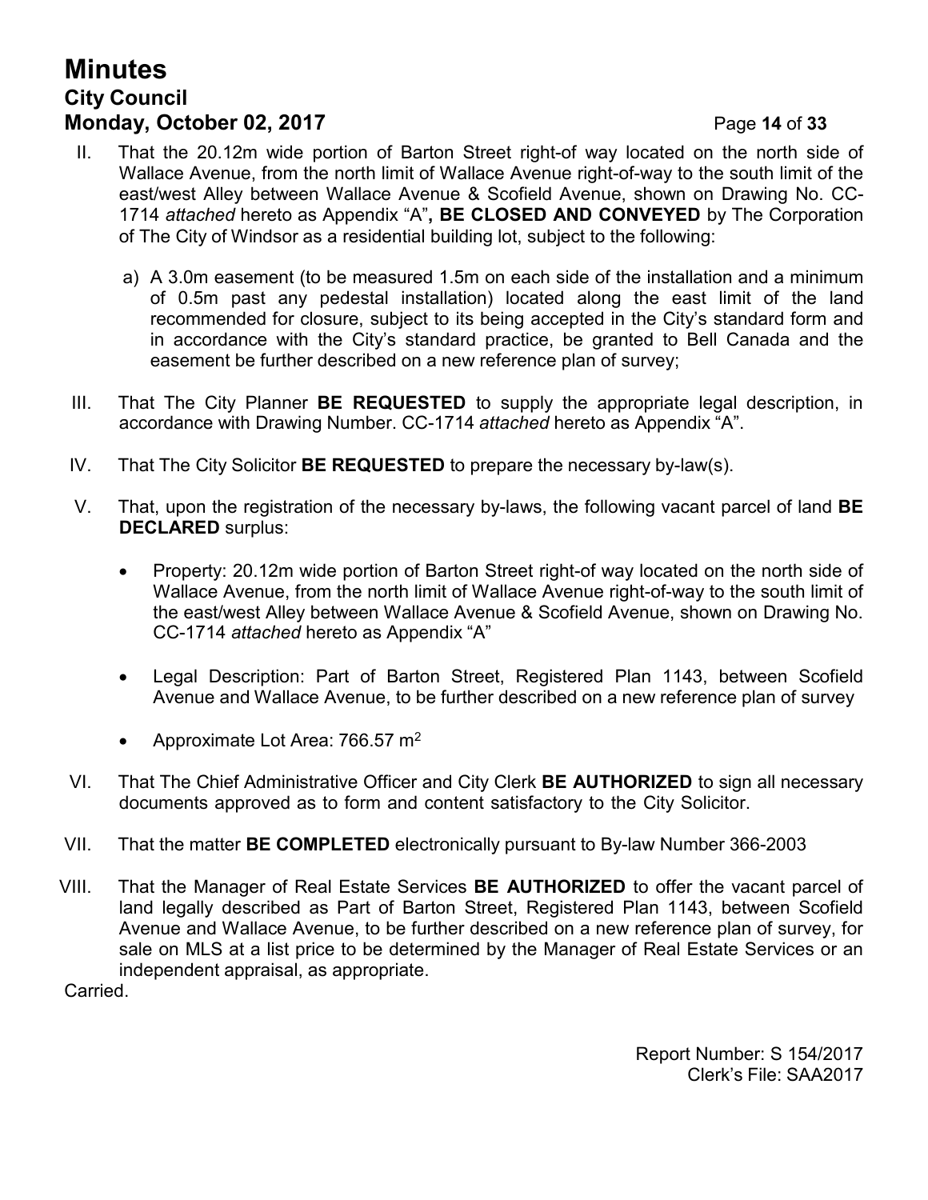II. That the 20.12m wide portion of Barton Street right-of way located on the north side of Wallace Avenue, from the north limit of Wallace Avenue right-of-way to the south limit of the east/west Alley between Wallace Avenue & Scofield Avenue, shown on Drawing No. CC-1714 *attached* hereto as Appendix "A"**, BE CLOSED AND CONVEYED** by The Corporation of The City of Windsor as a residential building lot, subject to the following:

   a) A 3.0m easement (to be measured 1.5m on each side of the installation and a minimum of 0.5m past any pedestal installation) located along the east limit of the land recommended for closure, subject to its being accepted in the City's standard form and in accordance with the City's standard practice, be granted to Bell Canada and the easement be further described on a new reference plan of survey;

III. That The City Planner **BE REQUESTED** to supply the appropriate legal description, in accordance with Drawing Number. CC-1714 *attached* hereto as Appendix "A".

IV. That The City Solicitor **BE REQUESTED** to prepare the necessary by-law(s).

V. That, upon the registration of the necessary by-laws, the following vacant parcel of land **BE DECLARED** surplus:

   - Property: 20.12m wide portion of Barton Street right-of way located on the north side of Wallace Avenue, from the north limit of Wallace Avenue right-of-way to the south limit of the east/west Alley between Wallace Avenue & Scofield Avenue, shown on Drawing No. CC-1714 *attached* hereto as Appendix "A"

   - Legal Description: Part of Barton Street, Registered Plan 1143, between Scofield Avenue and Wallace Avenue, to be further described on a new reference plan of survey

   - Approximate Lot Area: 766.57 $m^2$

VI. That The Chief Administrative Officer and City Clerk **BE AUTHORIZED** to sign all necessary documents approved as to form and content satisfactory to the City Solicitor.

VII. That the matter **BE COMPLETED** electronically pursuant to By-law Number 366-2003

VIII. That the Manager of Real Estate Services **BE AUTHORIZED** to offer the vacant parcel of land legally described as Part of Barton Street, Registered Plan 1143, between Scofield Avenue and Wallace Avenue, to be further described on a new reference plan of survey, for sale on MLS at a list price to be determined by the Manager of Real Estate Services or an independent appraisal, as appropriate.

Carried.

Report Number: S 154/2017
Clerk's File: SAA2017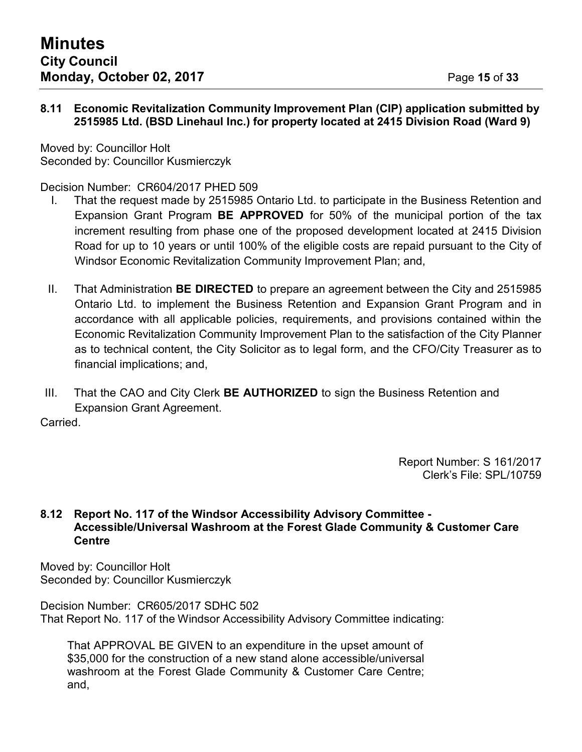### 8.11 Economic Revitalization Community Improvement Plan (CIP) application submitted by 2515985 Ltd. (BSD Linehaul Inc.) for property located at 2415 Division Road (Ward 9)

Moved by: Councillor Holt
Seconded by: Councillor Kusmierczyk

Decision Number: CR604/2017 PHED 509

I. That the request made by 2515985 Ontario Ltd. to participate in the Business Retention and Expansion Grant Program **BE APPROVED** for 50% of the municipal portion of the tax increment resulting from phase one of the proposed development located at 2415 Division Road for up to 10 years or until 100% of the eligible costs are repaid pursuant to the City of Windsor Economic Revitalization Community Improvement Plan; and,

II. That Administration **BE DIRECTED** to prepare an agreement between the City and 2515985 Ontario Ltd. to implement the Business Retention and Expansion Grant Program and in accordance with all applicable policies, requirements, and provisions contained within the Economic Revitalization Community Improvement Plan to the satisfaction of the City Planner as to technical content, the City Solicitor as to legal form, and the CFO/City Treasurer as to financial implications; and,

III. That the CAO and City Clerk **BE AUTHORIZED** to sign the Business Retention and Expansion Grant Agreement.

Carried.

Report Number: S 161/2017
Clerk's File: SPL/10759

### 8.12 Report No. 117 of the Windsor Accessibility Advisory Committee - Accessible/Universal Washroom at the Forest Glade Community & Customer Care Centre

Moved by: Councillor Holt
Seconded by: Councillor Kusmierczyk

Decision Number: CR605/2017 SDHC 502
That Report No. 117 of the Windsor Accessibility Advisory Committee indicating:

> That APPROVAL BE GIVEN to an expenditure in the upset amount of $35,000 for the construction of a new stand alone accessible/universal washroom at the Forest Glade Community & Customer Care Centre; and,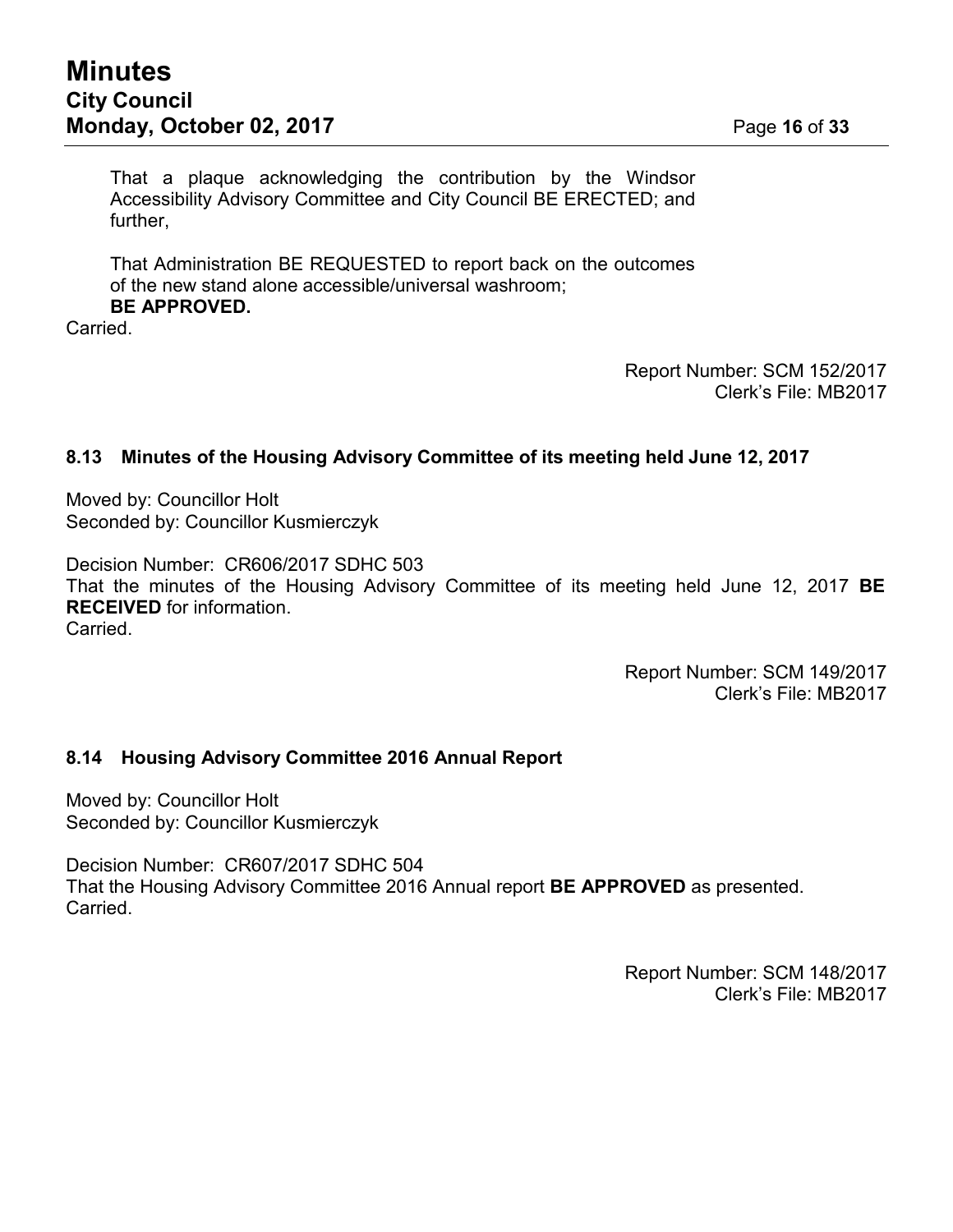That a plaque acknowledging the contribution by the Windsor Accessibility Advisory Committee and City Council BE ERECTED; and further,

That Administration BE REQUESTED to report back on the outcomes of the new stand alone accessible/universal washroom;
**BE APPROVED.**

Carried.

Report Number: SCM 152/2017
Clerk's File: MB2017

### 8.13 Minutes of the Housing Advisory Committee of its meeting held June 12, 2017

Moved by: Councillor Holt
Seconded by: Councillor Kusmierczyk

Decision Number: CR606/2017 SDHC 503
That the minutes of the Housing Advisory Committee of its meeting held June 12, 2017 **BE RECEIVED** for information.
Carried.

Report Number: SCM 149/2017
Clerk's File: MB2017

### 8.14 Housing Advisory Committee 2016 Annual Report

Moved by: Councillor Holt
Seconded by: Councillor Kusmierczyk

Decision Number: CR607/2017 SDHC 504
That the Housing Advisory Committee 2016 Annual report **BE APPROVED** as presented.
Carried.

Report Number: SCM 148/2017
Clerk's File: MB2017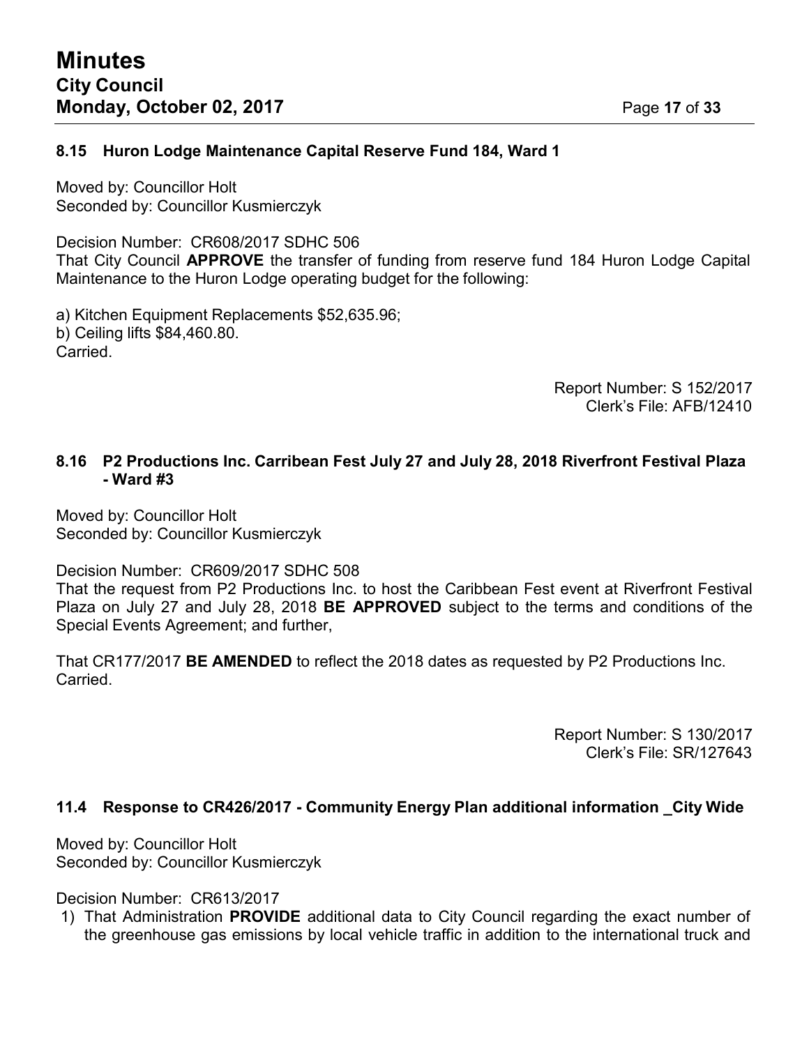### 8.15 Huron Lodge Maintenance Capital Reserve Fund 184, Ward 1

Moved by: Councillor Holt
Seconded by: Councillor Kusmierczyk

Decision Number: CR608/2017 SDHC 506
That City Council **APPROVE** the transfer of funding from reserve fund 184 Huron Lodge Capital Maintenance to the Huron Lodge operating budget for the following:

a) Kitchen Equipment Replacements $52,635.96;
b) Ceiling lifts $84,460.80.
Carried.

Report Number: S 152/2017
Clerk's File: AFB/12410

### 8.16 P2 Productions Inc. Carribean Fest July 27 and July 28, 2018 Riverfront Festival Plaza - Ward #3

Moved by: Councillor Holt
Seconded by: Councillor Kusmierczyk

Decision Number: CR609/2017 SDHC 508
That the request from P2 Productions Inc. to host the Caribbean Fest event at Riverfront Festival Plaza on July 27 and July 28, 2018 **BE APPROVED** subject to the terms and conditions of the Special Events Agreement; and further,

That CR177/2017 **BE AMENDED** to reflect the 2018 dates as requested by P2 Productions Inc.
Carried.

Report Number: S 130/2017
Clerk's File: SR/127643

### 11.4 Response to CR426/2017 - Community Energy Plan additional information _City Wide

Moved by: Councillor Holt
Seconded by: Councillor Kusmierczyk

Decision Number: CR613/2017

1) That Administration **PROVIDE** additional data to City Council regarding the exact number of the greenhouse gas emissions by local vehicle traffic in addition to the international truck and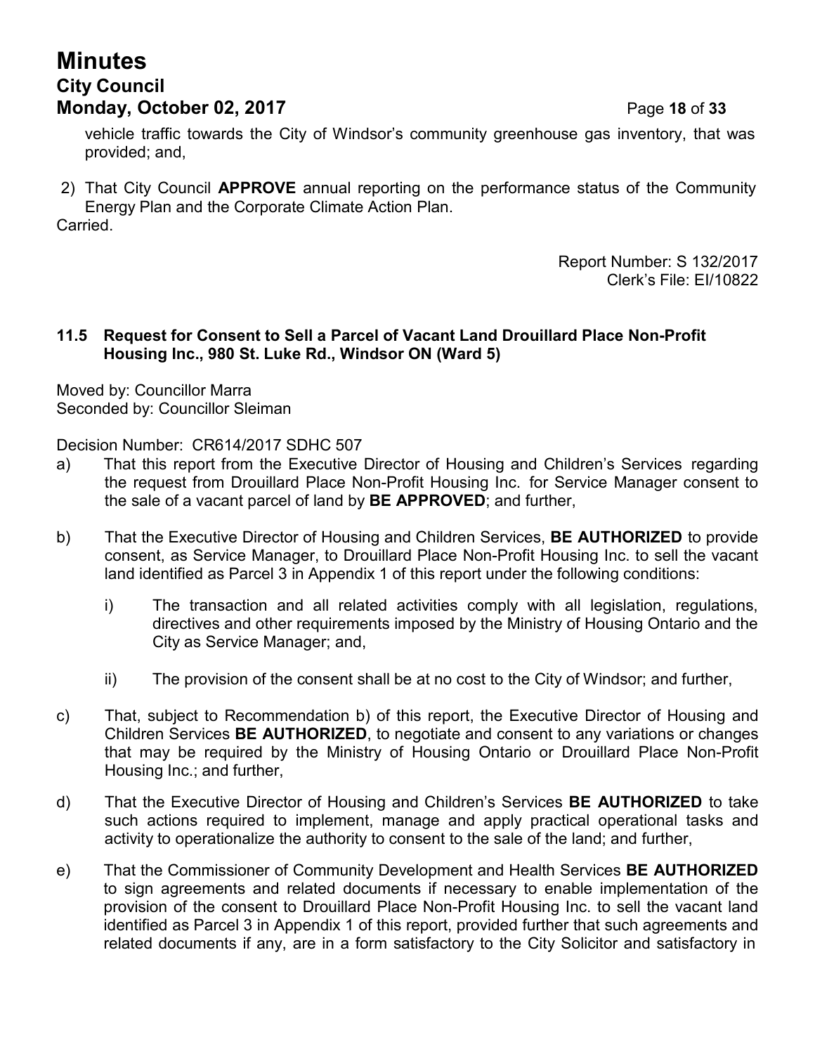vehicle traffic towards the City of Windsor's community greenhouse gas inventory, that was provided; and,

2) That City Council **APPROVE** annual reporting on the performance status of the Community Energy Plan and the Corporate Climate Action Plan.

Carried.

Report Number: S 132/2017
Clerk's File: EI/10822

### 11.5 Request for Consent to Sell a Parcel of Vacant Land Drouillard Place Non-Profit Housing Inc., 980 St. Luke Rd., Windsor ON (Ward 5)

Moved by: Councillor Marra
Seconded by: Councillor Sleiman

Decision Number: CR614/2017 SDHC 507

a) That this report from the Executive Director of Housing and Children's Services regarding the request from Drouillard Place Non-Profit Housing Inc. for Service Manager consent to the sale of a vacant parcel of land by **BE APPROVED**; and further,

b) That the Executive Director of Housing and Children Services, **BE AUTHORIZED** to provide consent, as Service Manager, to Drouillard Place Non-Profit Housing Inc. to sell the vacant land identified as Parcel 3 in Appendix 1 of this report under the following conditions:

   i) The transaction and all related activities comply with all legislation, regulations, directives and other requirements imposed by the Ministry of Housing Ontario and the City as Service Manager; and,

   ii) The provision of the consent shall be at no cost to the City of Windsor; and further,

c) That, subject to Recommendation b) of this report, the Executive Director of Housing and Children Services **BE AUTHORIZED**, to negotiate and consent to any variations or changes that may be required by the Ministry of Housing Ontario or Drouillard Place Non-Profit Housing Inc.; and further,

d) That the Executive Director of Housing and Children's Services **BE AUTHORIZED** to take such actions required to implement, manage and apply practical operational tasks and activity to operationalize the authority to consent to the sale of the land; and further,

e) That the Commissioner of Community Development and Health Services **BE AUTHORIZED** to sign agreements and related documents if necessary to enable implementation of the provision of the consent to Drouillard Place Non-Profit Housing Inc. to sell the vacant land identified as Parcel 3 in Appendix 1 of this report, provided further that such agreements and related documents if any, are in a form satisfactory to the City Solicitor and satisfactory in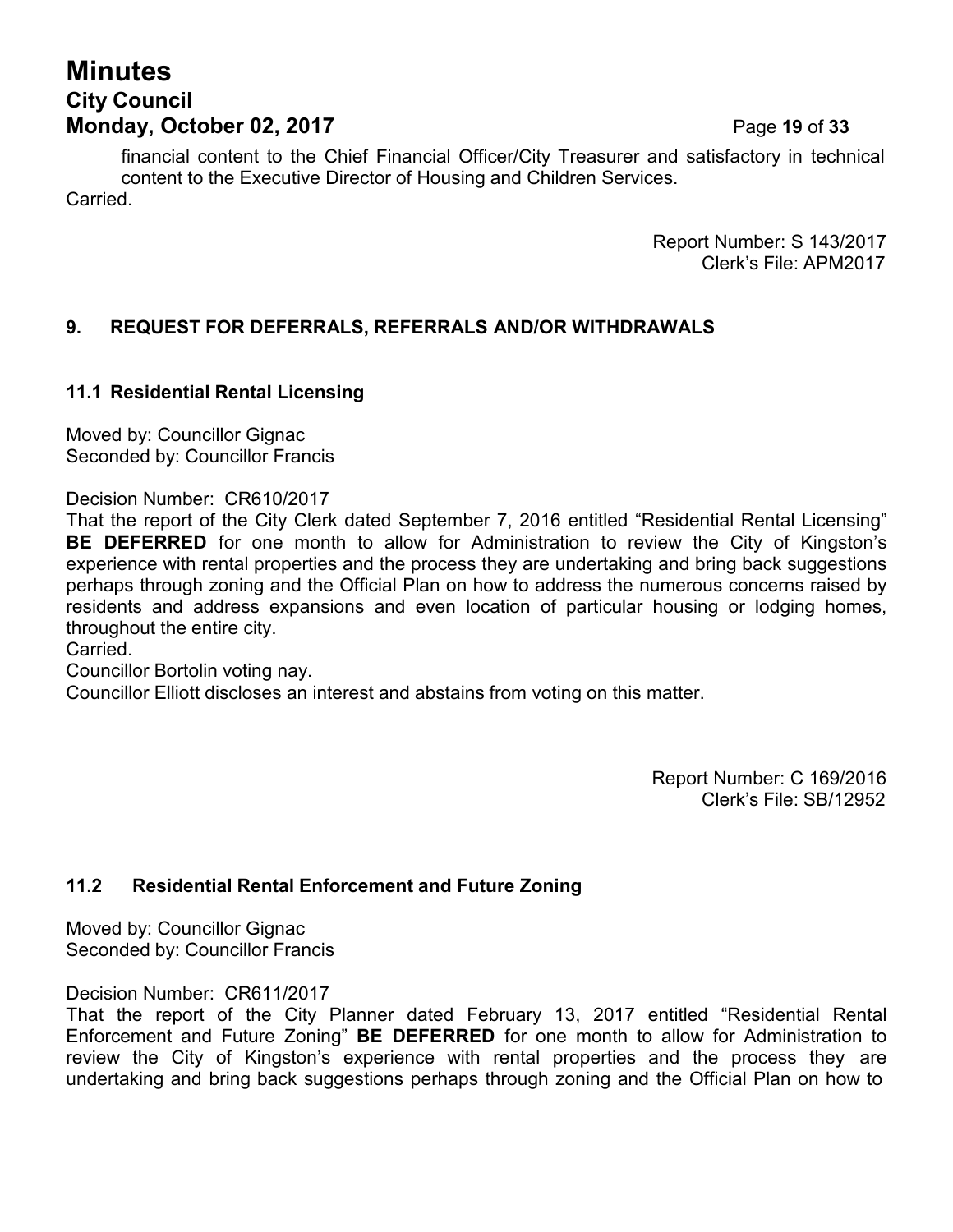financial content to the Chief Financial Officer/City Treasurer and satisfactory in technical content to the Executive Director of Housing and Children Services.

Carried.

Report Number: S 143/2017
Clerk's File: APM2017

## 9. REQUEST FOR DEFERRALS, REFERRALS AND/OR WITHDRAWALS

### 11.1 Residential Rental Licensing

Moved by: Councillor Gignac
Seconded by: Councillor Francis

Decision Number: CR610/2017

That the report of the City Clerk dated September 7, 2016 entitled "Residential Rental Licensing" **BE DEFERRED** for one month to allow for Administration to review the City of Kingston's experience with rental properties and the process they are undertaking and bring back suggestions perhaps through zoning and the Official Plan on how to address the numerous concerns raised by residents and address expansions and even location of particular housing or lodging homes, throughout the entire city.

Carried.

Councillor Bortolin voting nay.

Councillor Elliott discloses an interest and abstains from voting on this matter.

Report Number: C 169/2016
Clerk's File: SB/12952

### 11.2 Residential Rental Enforcement and Future Zoning

Moved by: Councillor Gignac
Seconded by: Councillor Francis

Decision Number: CR611/2017

That the report of the City Planner dated February 13, 2017 entitled "Residential Rental Enforcement and Future Zoning" **BE DEFERRED** for one month to allow for Administration to review the City of Kingston's experience with rental properties and the process they are undertaking and bring back suggestions perhaps through zoning and the Official Plan on how to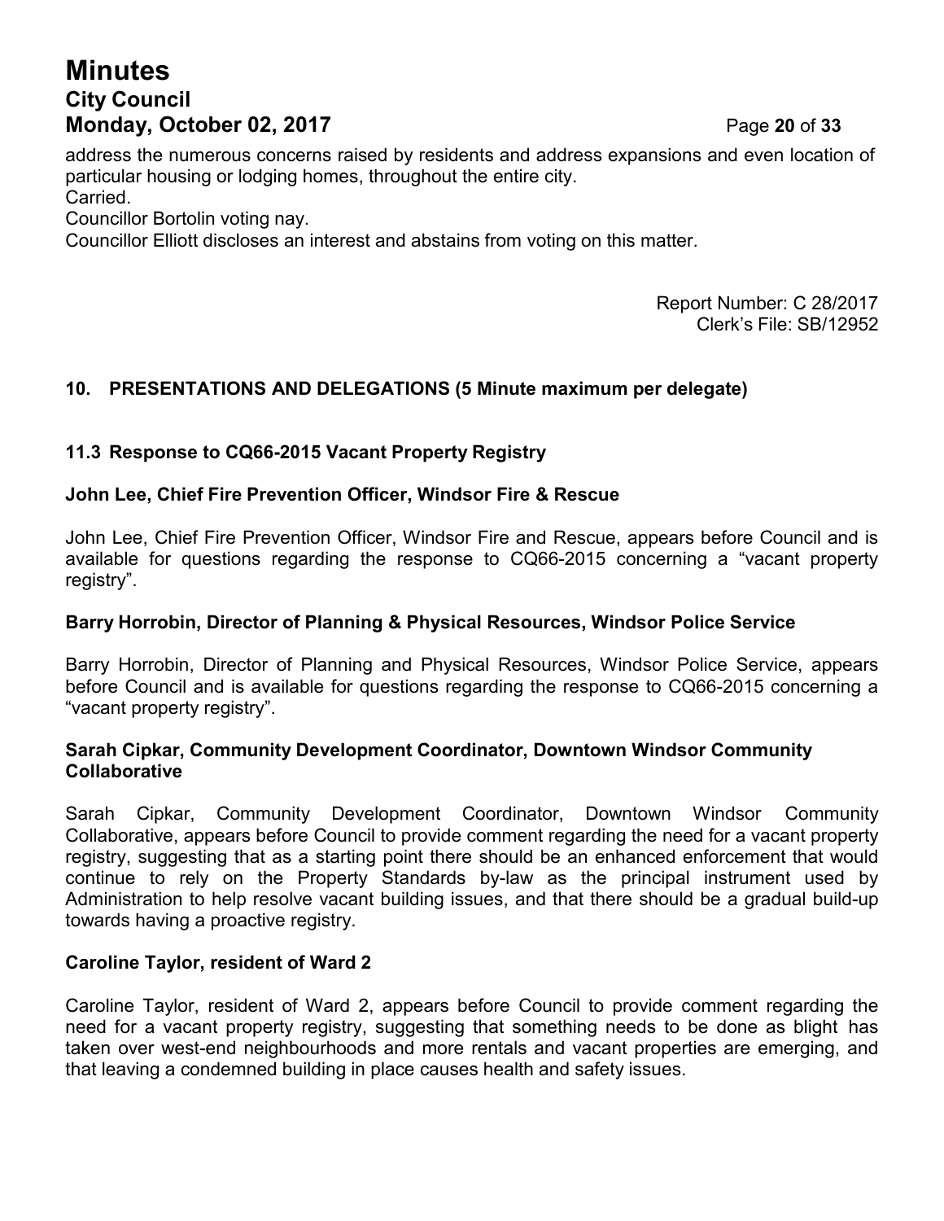address the numerous concerns raised by residents and address expansions and even location of particular housing or lodging homes, throughout the entire city.
Carried.
Councillor Bortolin voting nay.
Councillor Elliott discloses an interest and abstains from voting on this matter.

Report Number: C 28/2017
Clerk's File: SB/12952

## 10. PRESENTATIONS AND DELEGATIONS (5 Minute maximum per delegate)

### 11.3 Response to CQ66-2015 Vacant Property Registry

**John Lee, Chief Fire Prevention Officer, Windsor Fire & Rescue**

John Lee, Chief Fire Prevention Officer, Windsor Fire and Rescue, appears before Council and is available for questions regarding the response to CQ66-2015 concerning a "vacant property registry".

**Barry Horrobin, Director of Planning & Physical Resources, Windsor Police Service**

Barry Horrobin, Director of Planning and Physical Resources, Windsor Police Service, appears before Council and is available for questions regarding the response to CQ66-2015 concerning a "vacant property registry".

**Sarah Cipkar, Community Development Coordinator, Downtown Windsor Community Collaborative**

Sarah Cipkar, Community Development Coordinator, Downtown Windsor Community Collaborative, appears before Council to provide comment regarding the need for a vacant property registry, suggesting that as a starting point there should be an enhanced enforcement that would continue to rely on the Property Standards by-law as the principal instrument used by Administration to help resolve vacant building issues, and that there should be a gradual build-up towards having a proactive registry.

**Caroline Taylor, resident of Ward 2**

Caroline Taylor, resident of Ward 2, appears before Council to provide comment regarding the need for a vacant property registry, suggesting that something needs to be done as blight has taken over west-end neighbourhoods and more rentals and vacant properties are emerging, and that leaving a condemned building in place causes health and safety issues.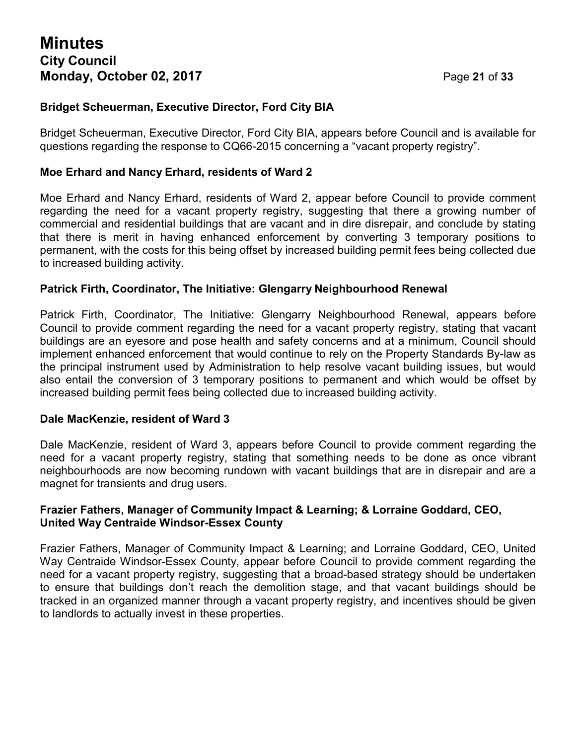**Bridget Scheuerman, Executive Director, Ford City BIA**

Bridget Scheuerman, Executive Director, Ford City BIA, appears before Council and is available for questions regarding the response to CQ66-2015 concerning a "vacant property registry".

**Moe Erhard and Nancy Erhard, residents of Ward 2**

Moe Erhard and Nancy Erhard, residents of Ward 2, appear before Council to provide comment regarding the need for a vacant property registry, suggesting that there a growing number of commercial and residential buildings that are vacant and in dire disrepair, and conclude by stating that there is merit in having enhanced enforcement by converting 3 temporary positions to permanent, with the costs for this being offset by increased building permit fees being collected due to increased building activity.

**Patrick Firth, Coordinator, The Initiative: Glengarry Neighbourhood Renewal**

Patrick Firth, Coordinator, The Initiative: Glengarry Neighbourhood Renewal, appears before Council to provide comment regarding the need for a vacant property registry, stating that vacant buildings are an eyesore and pose health and safety concerns and at a minimum, Council should implement enhanced enforcement that would continue to rely on the Property Standards By-law as the principal instrument used by Administration to help resolve vacant building issues, but would also entail the conversion of 3 temporary positions to permanent and which would be offset by increased building permit fees being collected due to increased building activity.

**Dale MacKenzie, resident of Ward 3**

Dale MacKenzie, resident of Ward 3, appears before Council to provide comment regarding the need for a vacant property registry, stating that something needs to be done as once vibrant neighbourhoods are now becoming rundown with vacant buildings that are in disrepair and are a magnet for transients and drug users.

**Frazier Fathers, Manager of Community Impact & Learning; & Lorraine Goddard, CEO, United Way Centraide Windsor-Essex County**

Frazier Fathers, Manager of Community Impact & Learning; and Lorraine Goddard, CEO, United Way Centraide Windsor-Essex County, appear before Council to provide comment regarding the need for a vacant property registry, suggesting that a broad-based strategy should be undertaken to ensure that buildings don't reach the demolition stage, and that vacant buildings should be tracked in an organized manner through a vacant property registry, and incentives should be given to landlords to actually invest in these properties.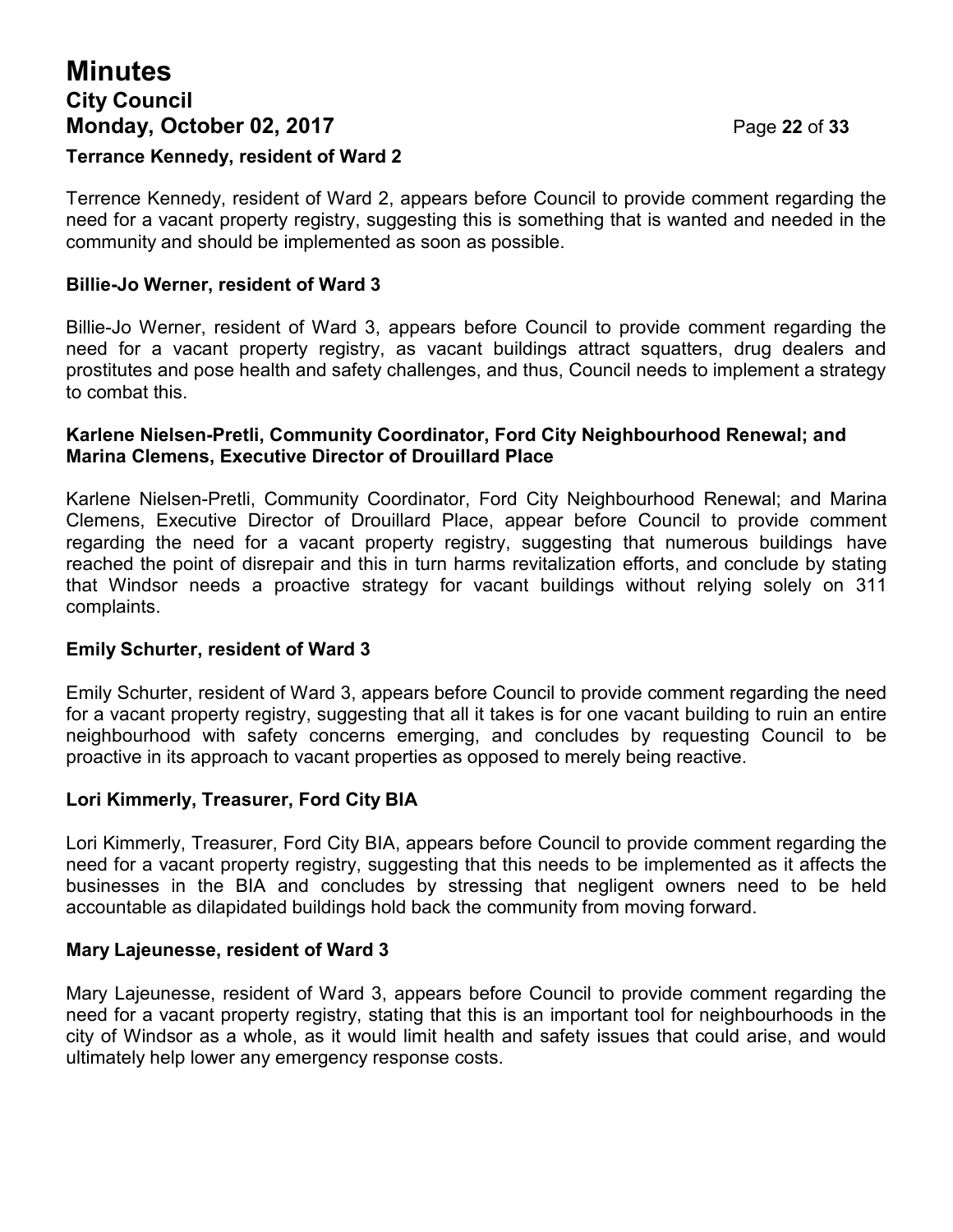**Terrance Kennedy, resident of Ward 2**

Terrence Kennedy, resident of Ward 2, appears before Council to provide comment regarding the need for a vacant property registry, suggesting this is something that is wanted and needed in the community and should be implemented as soon as possible.

**Billie-Jo Werner, resident of Ward 3**

Billie-Jo Werner, resident of Ward 3, appears before Council to provide comment regarding the need for a vacant property registry, as vacant buildings attract squatters, drug dealers and prostitutes and pose health and safety challenges, and thus, Council needs to implement a strategy to combat this.

**Karlene Nielsen-Pretli, Community Coordinator, Ford City Neighbourhood Renewal; and Marina Clemens, Executive Director of Drouillard Place**

Karlene Nielsen-Pretli, Community Coordinator, Ford City Neighbourhood Renewal; and Marina Clemens, Executive Director of Drouillard Place, appear before Council to provide comment regarding the need for a vacant property registry, suggesting that numerous buildings have reached the point of disrepair and this in turn harms revitalization efforts, and conclude by stating that Windsor needs a proactive strategy for vacant buildings without relying solely on 311 complaints.

**Emily Schurter, resident of Ward 3**

Emily Schurter, resident of Ward 3, appears before Council to provide comment regarding the need for a vacant property registry, suggesting that all it takes is for one vacant building to ruin an entire neighbourhood with safety concerns emerging, and concludes by requesting Council to be proactive in its approach to vacant properties as opposed to merely being reactive.

**Lori Kimmerly, Treasurer, Ford City BIA**

Lori Kimmerly, Treasurer, Ford City BIA, appears before Council to provide comment regarding the need for a vacant property registry, suggesting that this needs to be implemented as it affects the businesses in the BIA and concludes by stressing that negligent owners need to be held accountable as dilapidated buildings hold back the community from moving forward.

**Mary Lajeunesse, resident of Ward 3**

Mary Lajeunesse, resident of Ward 3, appears before Council to provide comment regarding the need for a vacant property registry, stating that this is an important tool for neighbourhoods in the city of Windsor as a whole, as it would limit health and safety issues that could arise, and would ultimately help lower any emergency response costs.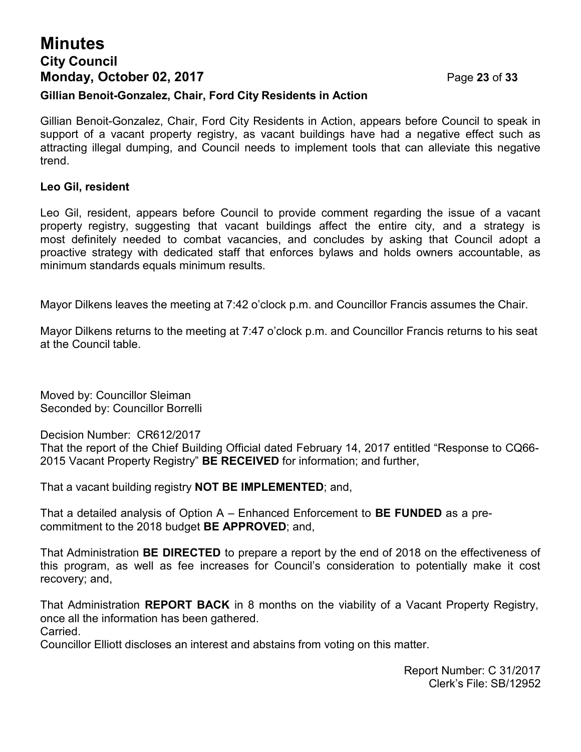**Gillian Benoit-Gonzalez, Chair, Ford City Residents in Action**

Gillian Benoit-Gonzalez, Chair, Ford City Residents in Action, appears before Council to speak in support of a vacant property registry, as vacant buildings have had a negative effect such as attracting illegal dumping, and Council needs to implement tools that can alleviate this negative trend.

**Leo Gil, resident**

Leo Gil, resident, appears before Council to provide comment regarding the issue of a vacant property registry, suggesting that vacant buildings affect the entire city, and a strategy is most definitely needed to combat vacancies, and concludes by asking that Council adopt a proactive strategy with dedicated staff that enforces bylaws and holds owners accountable, as minimum standards equals minimum results.

Mayor Dilkens leaves the meeting at 7:42 o'clock p.m. and Councillor Francis assumes the Chair.

Mayor Dilkens returns to the meeting at 7:47 o'clock p.m. and Councillor Francis returns to his seat at the Council table.

Moved by: Councillor Sleiman
Seconded by: Councillor Borrelli

Decision Number: CR612/2017
That the report of the Chief Building Official dated February 14, 2017 entitled "Response to CQ66-2015 Vacant Property Registry" **BE RECEIVED** for information; and further,

That a vacant building registry **NOT BE IMPLEMENTED**; and,

That a detailed analysis of Option A – Enhanced Enforcement to **BE FUNDED** as a pre-commitment to the 2018 budget **BE APPROVED**; and,

That Administration **BE DIRECTED** to prepare a report by the end of 2018 on the effectiveness of this program, as well as fee increases for Council's consideration to potentially make it cost recovery; and,

That Administration **REPORT BACK** in 8 months on the viability of a Vacant Property Registry, once all the information has been gathered.
Carried.
Councillor Elliott discloses an interest and abstains from voting on this matter.

Report Number: C 31/2017
Clerk's File: SB/12952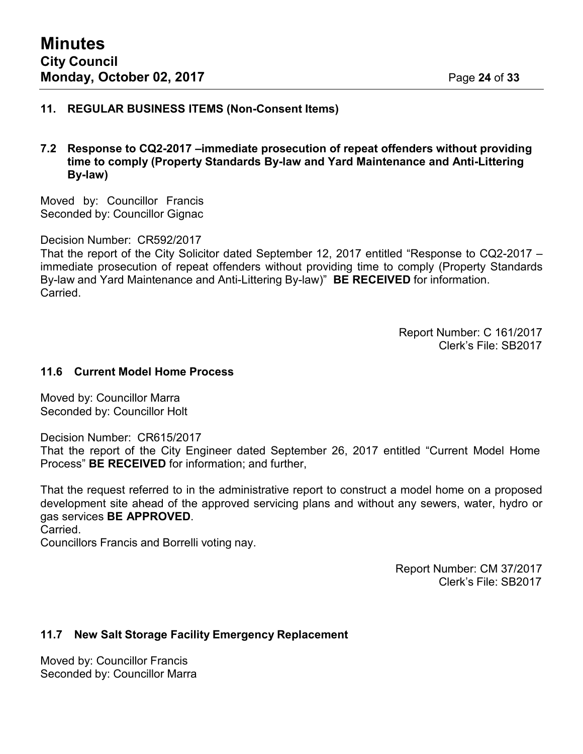## 11. REGULAR BUSINESS ITEMS (Non-Consent Items)

### 7.2 Response to CQ2-2017 –immediate prosecution of repeat offenders without providing time to comply (Property Standards By-law and Yard Maintenance and Anti-Littering By-law)

Moved by: Councillor Francis
Seconded by: Councillor Gignac

Decision Number: CR592/2017
That the report of the City Solicitor dated September 12, 2017 entitled "Response to CQ2-2017 – immediate prosecution of repeat offenders without providing time to comply (Property Standards By-law and Yard Maintenance and Anti-Littering By-law)" **BE RECEIVED** for information.
Carried.

Report Number: C 161/2017
Clerk's File: SB2017

### 11.6 Current Model Home Process

Moved by: Councillor Marra
Seconded by: Councillor Holt

Decision Number: CR615/2017
That the report of the City Engineer dated September 26, 2017 entitled "Current Model Home Process" **BE RECEIVED** for information; and further,

That the request referred to in the administrative report to construct a model home on a proposed development site ahead of the approved servicing plans and without any sewers, water, hydro or gas services **BE APPROVED**.
Carried.
Councillors Francis and Borrelli voting nay.

Report Number: CM 37/2017
Clerk's File: SB2017

### 11.7 New Salt Storage Facility Emergency Replacement

Moved by: Councillor Francis
Seconded by: Councillor Marra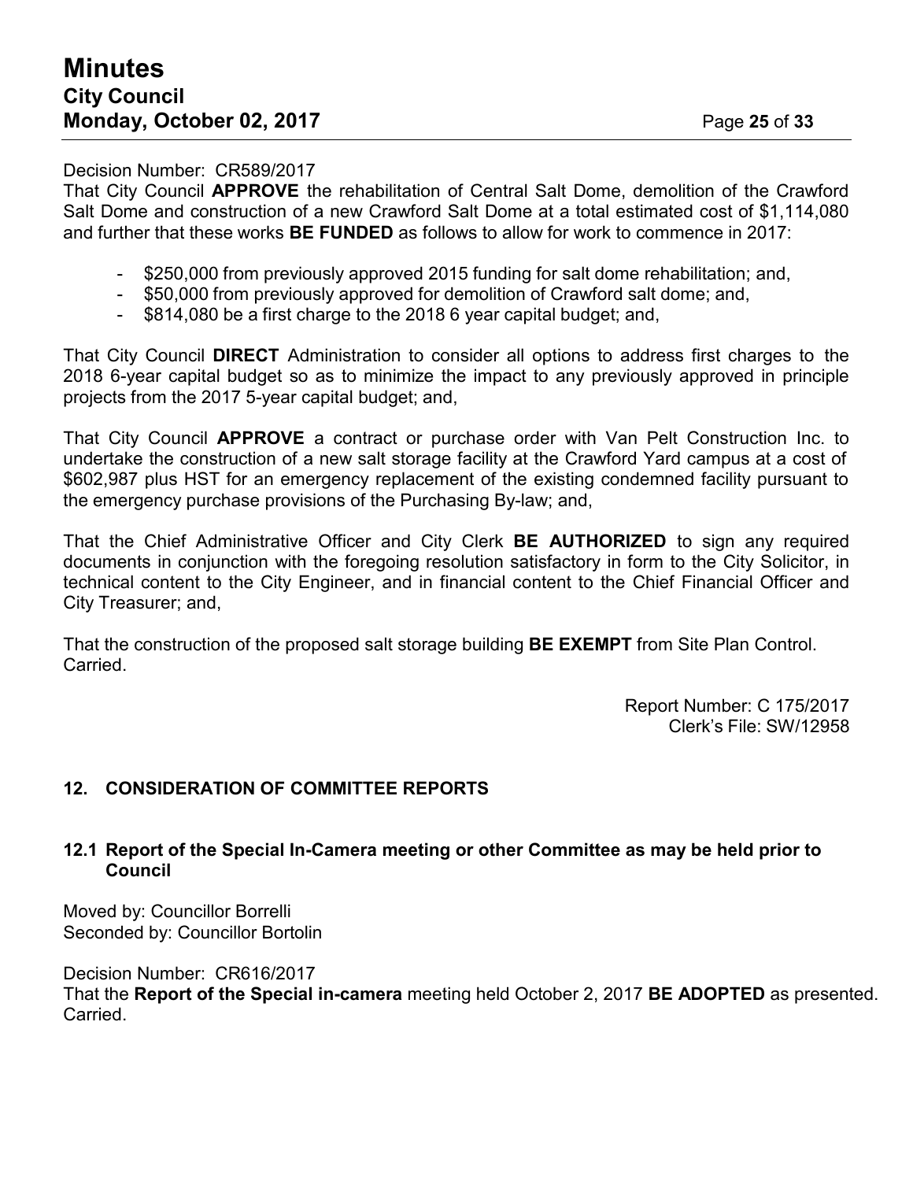Decision Number: CR589/2017

That City Council **APPROVE** the rehabilitation of Central Salt Dome, demolition of the Crawford Salt Dome and construction of a new Crawford Salt Dome at a total estimated cost of $1,114,080 and further that these works **BE FUNDED** as follows to allow for work to commence in 2017:

- $250,000 from previously approved 2015 funding for salt dome rehabilitation; and,
- $50,000 from previously approved for demolition of Crawford salt dome; and,
- $814,080 be a first charge to the 2018 6 year capital budget; and,

That City Council **DIRECT** Administration to consider all options to address first charges to the 2018 6-year capital budget so as to minimize the impact to any previously approved in principle projects from the 2017 5-year capital budget; and,

That City Council **APPROVE** a contract or purchase order with Van Pelt Construction Inc. to undertake the construction of a new salt storage facility at the Crawford Yard campus at a cost of $602,987 plus HST for an emergency replacement of the existing condemned facility pursuant to the emergency purchase provisions of the Purchasing By-law; and,

That the Chief Administrative Officer and City Clerk **BE AUTHORIZED** to sign any required documents in conjunction with the foregoing resolution satisfactory in form to the City Solicitor, in technical content to the City Engineer, and in financial content to the Chief Financial Officer and City Treasurer; and,

That the construction of the proposed salt storage building **BE EXEMPT** from Site Plan Control.
Carried.

Report Number: C 175/2017
Clerk's File: SW/12958

## 12. CONSIDERATION OF COMMITTEE REPORTS

### 12.1 Report of the Special In-Camera meeting or other Committee as may be held prior to Council

Moved by: Councillor Borrelli
Seconded by: Councillor Bortolin

Decision Number: CR616/2017

That the **Report of the Special in-camera** meeting held October 2, 2017 **BE ADOPTED** as presented.
Carried.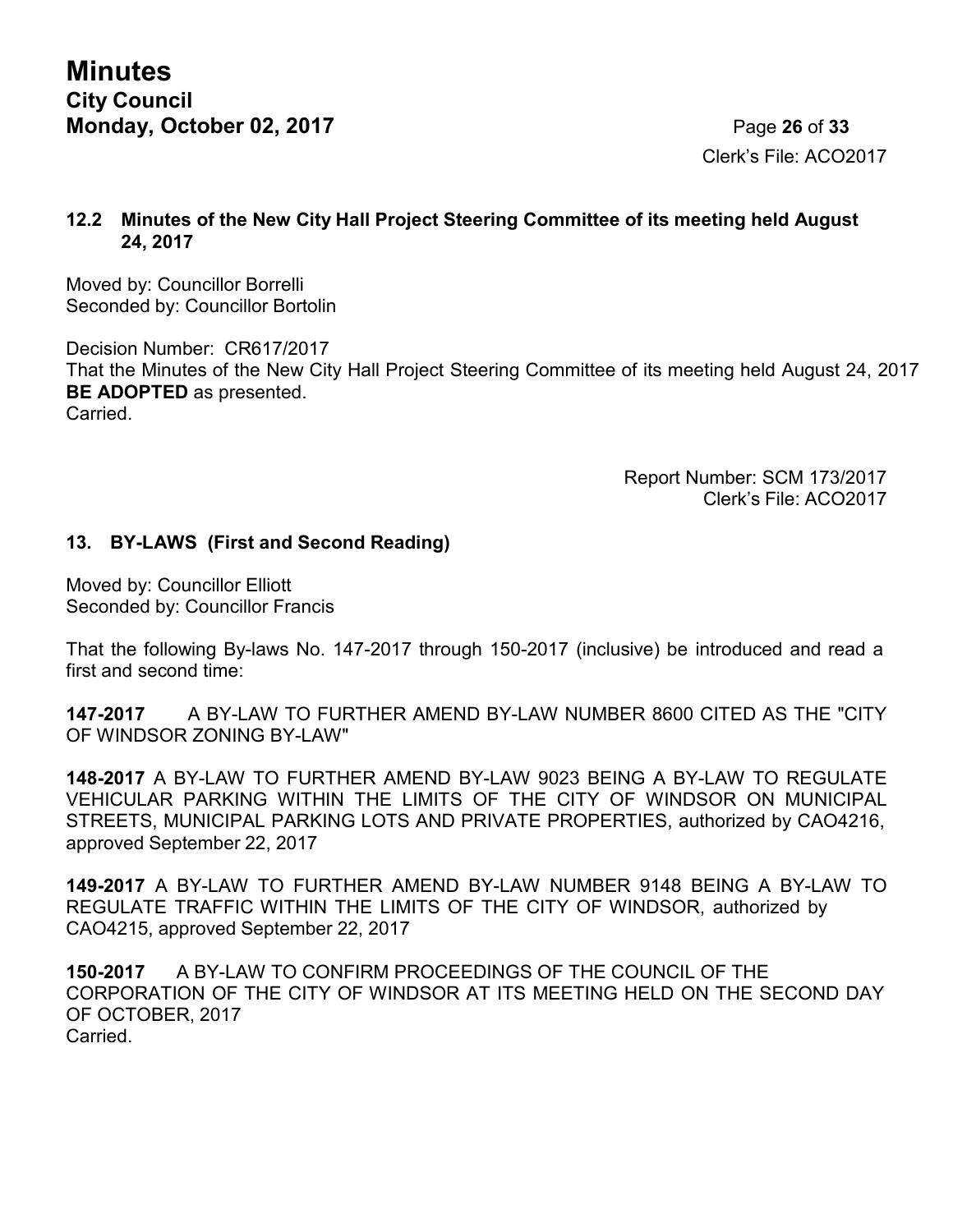### 12.2 Minutes of the New City Hall Project Steering Committee of its meeting held August 24, 2017

Moved by: Councillor Borrelli
Seconded by: Councillor Bortolin

Decision Number: CR617/2017
That the Minutes of the New City Hall Project Steering Committee of its meeting held August 24, 2017 **BE ADOPTED** as presented.
Carried.

Report Number: SCM 173/2017
Clerk's File: ACO2017

## 13. BY-LAWS (First and Second Reading)

Moved by: Councillor Elliott
Seconded by: Councillor Francis

That the following By-laws No. 147-2017 through 150-2017 (inclusive) be introduced and read a first and second time:

**147-2017** A BY-LAW TO FURTHER AMEND BY-LAW NUMBER 8600 CITED AS THE "CITY OF WINDSOR ZONING BY-LAW"

**148-2017** A BY-LAW TO FURTHER AMEND BY-LAW 9023 BEING A BY-LAW TO REGULATE VEHICULAR PARKING WITHIN THE LIMITS OF THE CITY OF WINDSOR ON MUNICIPAL STREETS, MUNICIPAL PARKING LOTS AND PRIVATE PROPERTIES, authorized by CAO4216, approved September 22, 2017

**149-2017** A BY-LAW TO FURTHER AMEND BY-LAW NUMBER 9148 BEING A BY-LAW TO REGULATE TRAFFIC WITHIN THE LIMITS OF THE CITY OF WINDSOR, authorized by CAO4215, approved September 22, 2017

**150-2017** A BY-LAW TO CONFIRM PROCEEDINGS OF THE COUNCIL OF THE CORPORATION OF THE CITY OF WINDSOR AT ITS MEETING HELD ON THE SECOND DAY OF OCTOBER, 2017
Carried.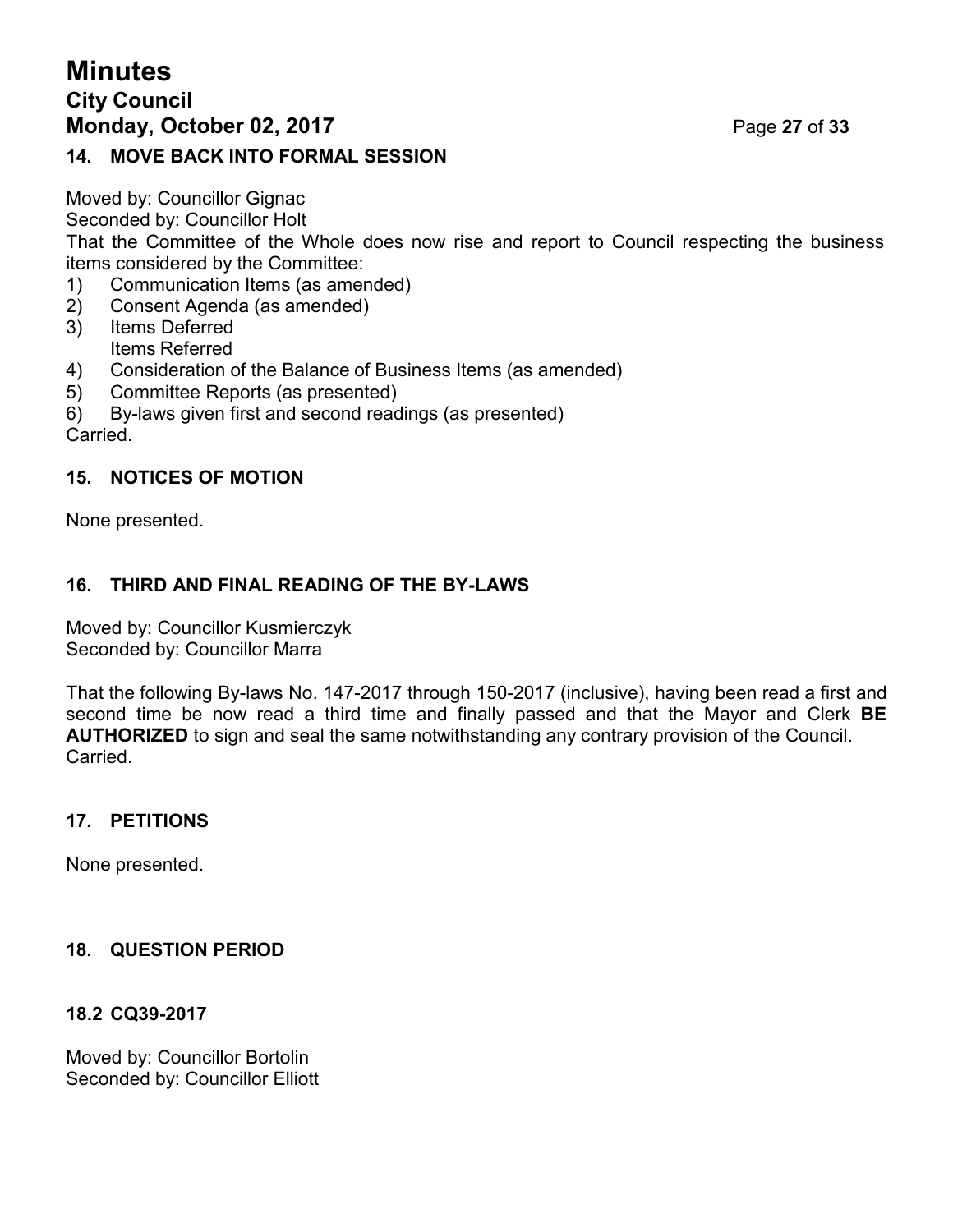## 14. MOVE BACK INTO FORMAL SESSION

Moved by: Councillor Gignac
Seconded by: Councillor Holt
That the Committee of the Whole does now rise and report to Council respecting the business items considered by the Committee:

1) Communication Items (as amended)
2) Consent Agenda (as amended)
3) Items Deferred
   Items Referred
4) Consideration of the Balance of Business Items (as amended)
5) Committee Reports (as presented)
6) By-laws given first and second readings (as presented)

Carried.

## 15. NOTICES OF MOTION

None presented.

## 16. THIRD AND FINAL READING OF THE BY-LAWS

Moved by: Councillor Kusmierczyk
Seconded by: Councillor Marra

That the following By-laws No. 147-2017 through 150-2017 (inclusive), having been read a first and second time be now read a third time and finally passed and that the Mayor and Clerk **BE AUTHORIZED** to sign and seal the same notwithstanding any contrary provision of the Council.
Carried.

## 17. PETITIONS

None presented.

## 18. QUESTION PERIOD

### 18.2 CQ39-2017

Moved by: Councillor Bortolin
Seconded by: Councillor Elliott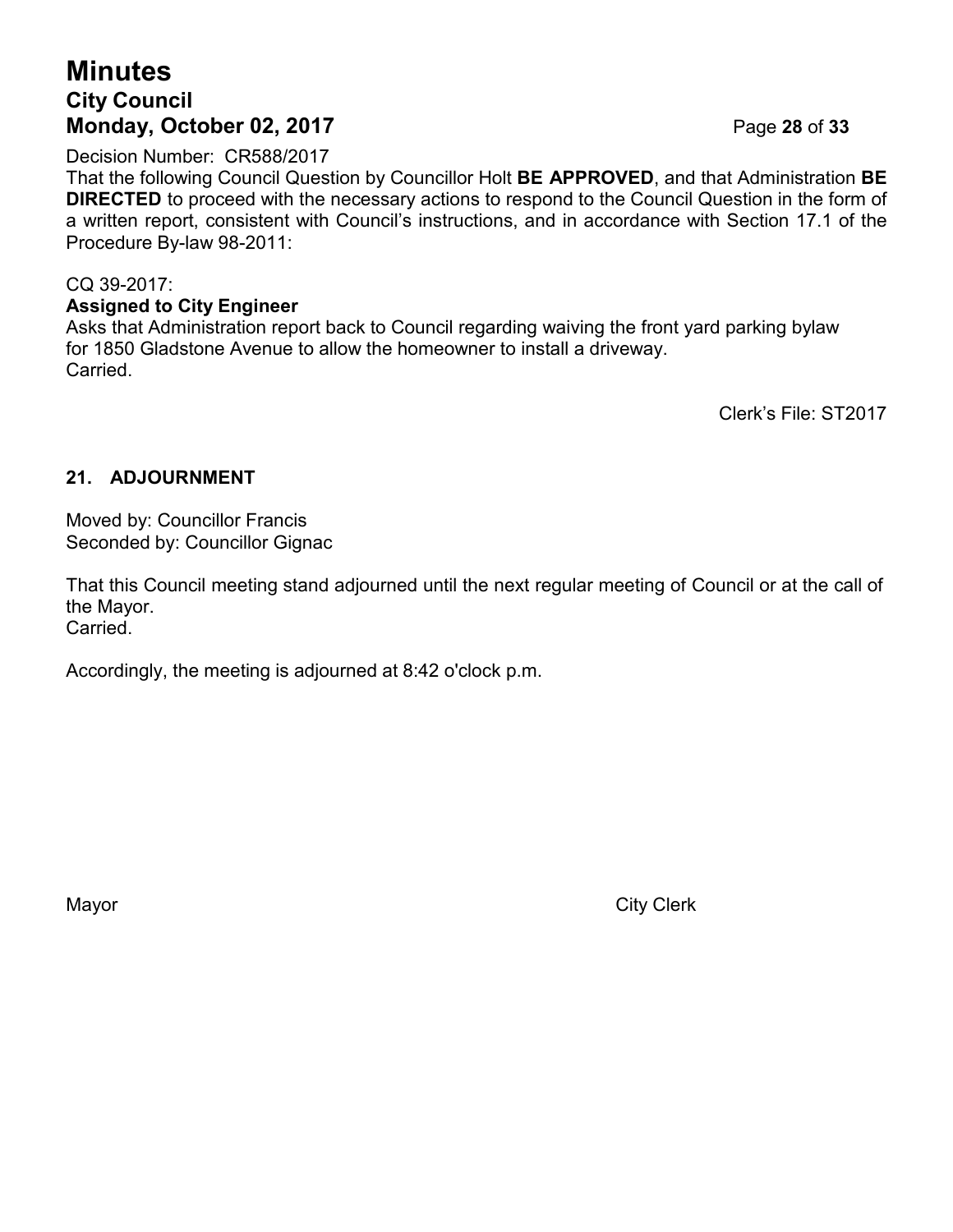Decision Number: CR588/2017

That the following Council Question by Councillor Holt **BE APPROVED**, and that Administration **BE DIRECTED** to proceed with the necessary actions to respond to the Council Question in the form of a written report, consistent with Council's instructions, and in accordance with Section 17.1 of the Procedure By-law 98-2011:

CQ 39-2017:

**Assigned to City Engineer**

Asks that Administration report back to Council regarding waiving the front yard parking bylaw for 1850 Gladstone Avenue to allow the homeowner to install a driveway.

Carried.

Clerk's File: ST2017

## 21. ADJOURNMENT

Moved by: Councillor Francis
Seconded by: Councillor Gignac

That this Council meeting stand adjourned until the next regular meeting of Council or at the call of the Mayor.

Carried.

Accordingly, the meeting is adjourned at 8:42 o'clock p.m.

Mayor

City Clerk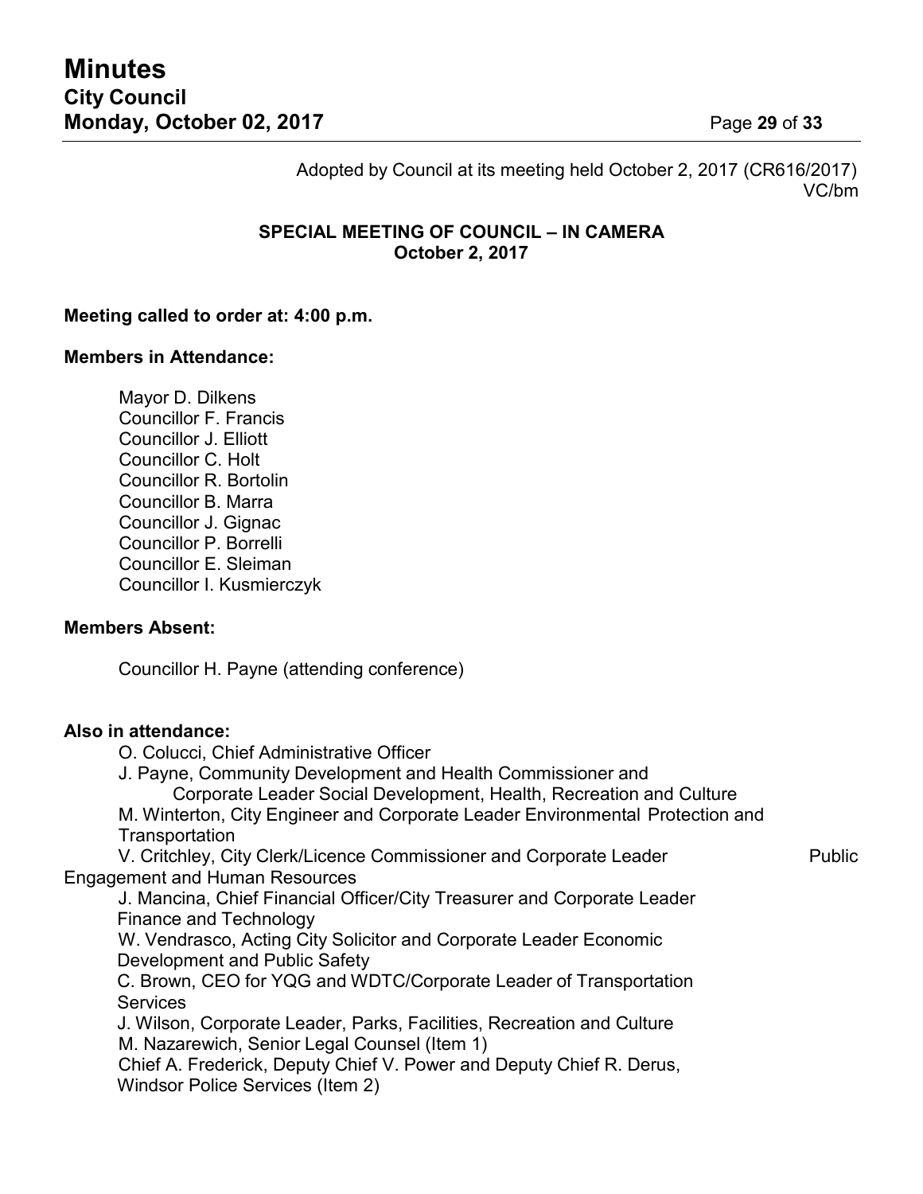Adopted by Council at its meeting held October 2, 2017 (CR616/2017)
VC/bm

**SPECIAL MEETING OF COUNCIL – IN CAMERA**
**October 2, 2017**

**Meeting called to order at: 4:00 p.m.**

**Members in Attendance:**

Mayor D. Dilkens
Councillor F. Francis
Councillor J. Elliott
Councillor C. Holt
Councillor R. Bortolin
Councillor B. Marra
Councillor J. Gignac
Councillor P. Borrelli
Councillor E. Sleiman
Councillor I. Kusmierczyk

**Members Absent:**

Councillor H. Payne (attending conference)

**Also in attendance:**

O. Colucci, Chief Administrative Officer
J. Payne, Community Development and Health Commissioner and Corporate Leader Social Development, Health, Recreation and Culture
M. Winterton, City Engineer and Corporate Leader Environmental Protection and Transportation
V. Critchley, City Clerk/Licence Commissioner and Corporate Leader Public Engagement and Human Resources
J. Mancina, Chief Financial Officer/City Treasurer and Corporate Leader Finance and Technology
W. Vendrasco, Acting City Solicitor and Corporate Leader Economic Development and Public Safety
C. Brown, CEO for YQG and WDTC/Corporate Leader of Transportation Services
J. Wilson, Corporate Leader, Parks, Facilities, Recreation and Culture
M. Nazarewich, Senior Legal Counsel (Item 1)
Chief A. Frederick, Deputy Chief V. Power and Deputy Chief R. Derus, Windsor Police Services (Item 2)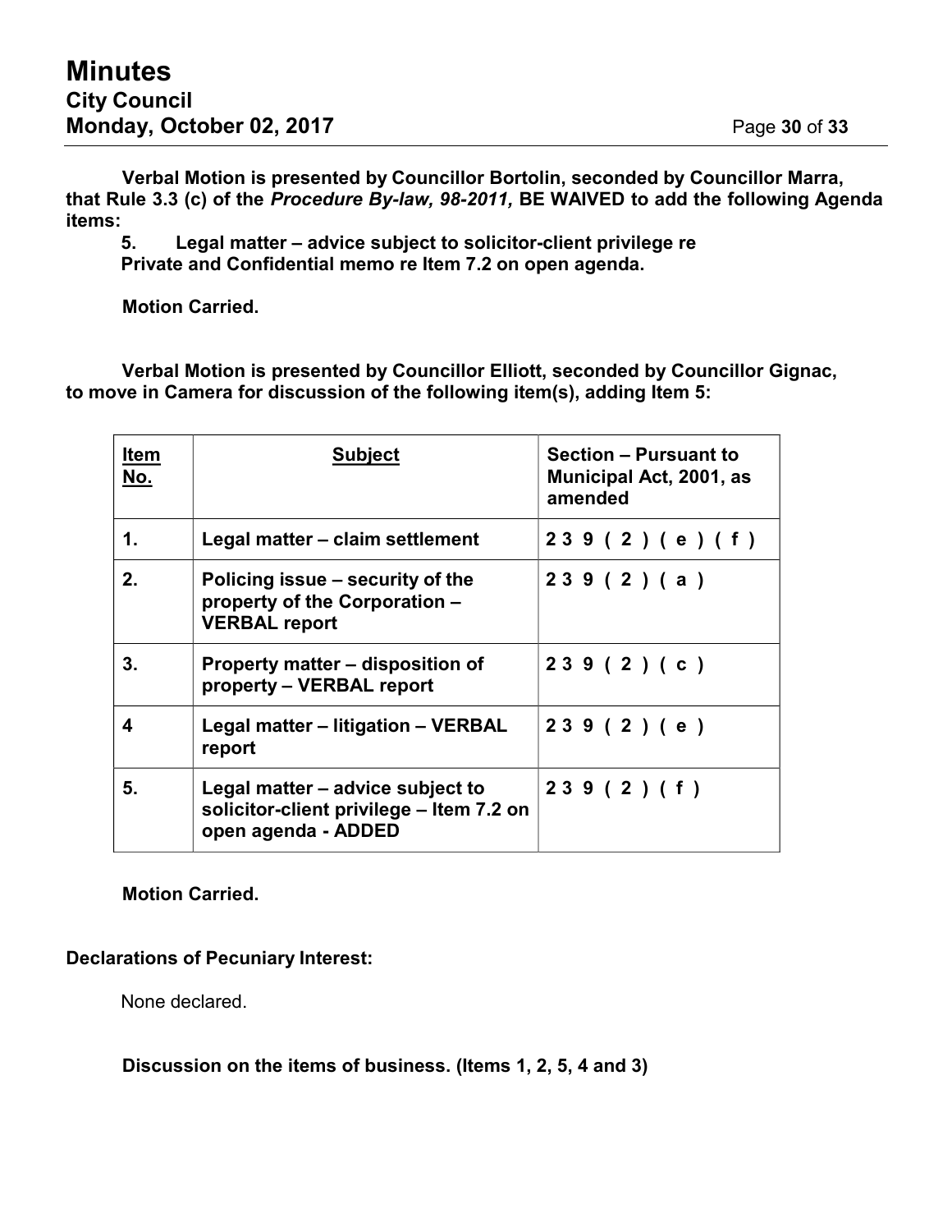**Verbal Motion is presented by Councillor Bortolin, seconded by Councillor Marra, that Rule 3.3 (c) of the *Procedure By-law, 98-2011,* BE WAIVED to add the following Agenda items:**

**5. Legal matter – advice subject to solicitor-client privilege re Private and Confidential memo re Item 7.2 on open agenda.**

**Motion Carried.**

**Verbal Motion is presented by Councillor Elliott, seconded by Councillor Gignac, to move in Camera for discussion of the following item(s), adding Item 5:**

| Item No. | Subject | Section – Pursuant to Municipal Act, 2001, as amended |
|---|---|---|
| 1. | Legal matter – claim settlement | 239(2)(e)(f) |
| 2. | Policing issue – security of the property of the Corporation – VERBAL report | 239(2)(a) |
| 3. | Property matter – disposition of property – VERBAL report | 239(2)(c) |
| 4 | Legal matter – litigation – VERBAL report | 239(2)(e) |
| 5. | Legal matter – advice subject to solicitor-client privilege – Item 7.2 on open agenda - ADDED | 239(2)(f) |

**Motion Carried.**

**Declarations of Pecuniary Interest:**

None declared.

**Discussion on the items of business. (Items 1, 2, 5, 4 and 3)**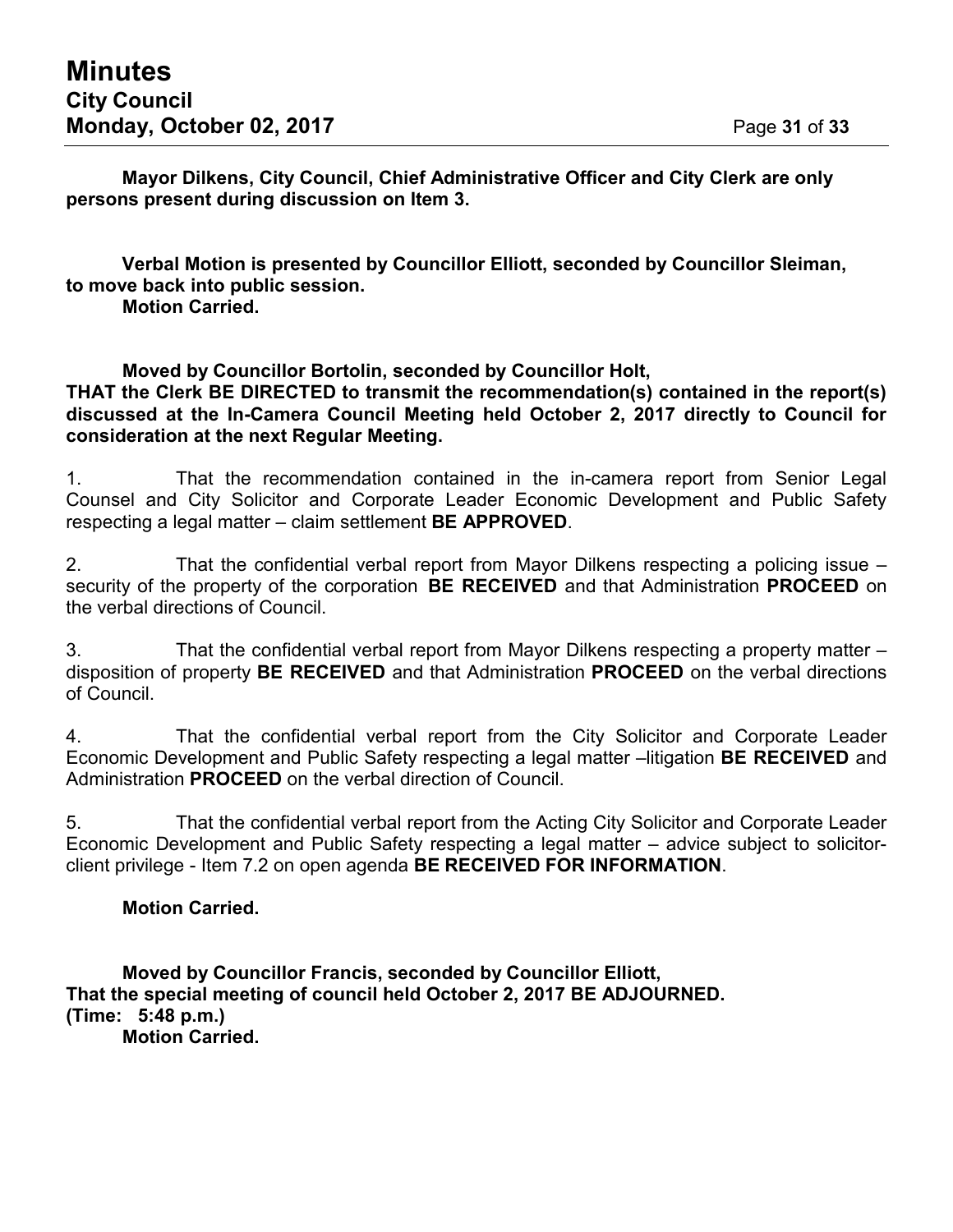**Mayor Dilkens, City Council, Chief Administrative Officer and City Clerk are only persons present during discussion on Item 3.**

**Verbal Motion is presented by Councillor Elliott, seconded by Councillor Sleiman, to move back into public session.**
**Motion Carried.**

**Moved by Councillor Bortolin, seconded by Councillor Holt,**
**THAT the Clerk BE DIRECTED to transmit the recommendation(s) contained in the report(s) discussed at the In-Camera Council Meeting held October 2, 2017 directly to Council for consideration at the next Regular Meeting.**

1. That the recommendation contained in the in-camera report from Senior Legal Counsel and City Solicitor and Corporate Leader Economic Development and Public Safety respecting a legal matter – claim settlement **BE APPROVED**.

2. That the confidential verbal report from Mayor Dilkens respecting a policing issue – security of the property of the corporation **BE RECEIVED** and that Administration **PROCEED** on the verbal directions of Council.

3. That the confidential verbal report from Mayor Dilkens respecting a property matter – disposition of property **BE RECEIVED** and that Administration **PROCEED** on the verbal directions of Council.

4. That the confidential verbal report from the City Solicitor and Corporate Leader Economic Development and Public Safety respecting a legal matter –litigation **BE RECEIVED** and Administration **PROCEED** on the verbal direction of Council.

5. That the confidential verbal report from the Acting City Solicitor and Corporate Leader Economic Development and Public Safety respecting a legal matter – advice subject to solicitor-client privilege - Item 7.2 on open agenda **BE RECEIVED FOR INFORMATION**.

**Motion Carried.**

**Moved by Councillor Francis, seconded by Councillor Elliott,**
**That the special meeting of council held October 2, 2017 BE ADJOURNED.**
**(Time: 5:48 p.m.)**
**Motion Carried.**